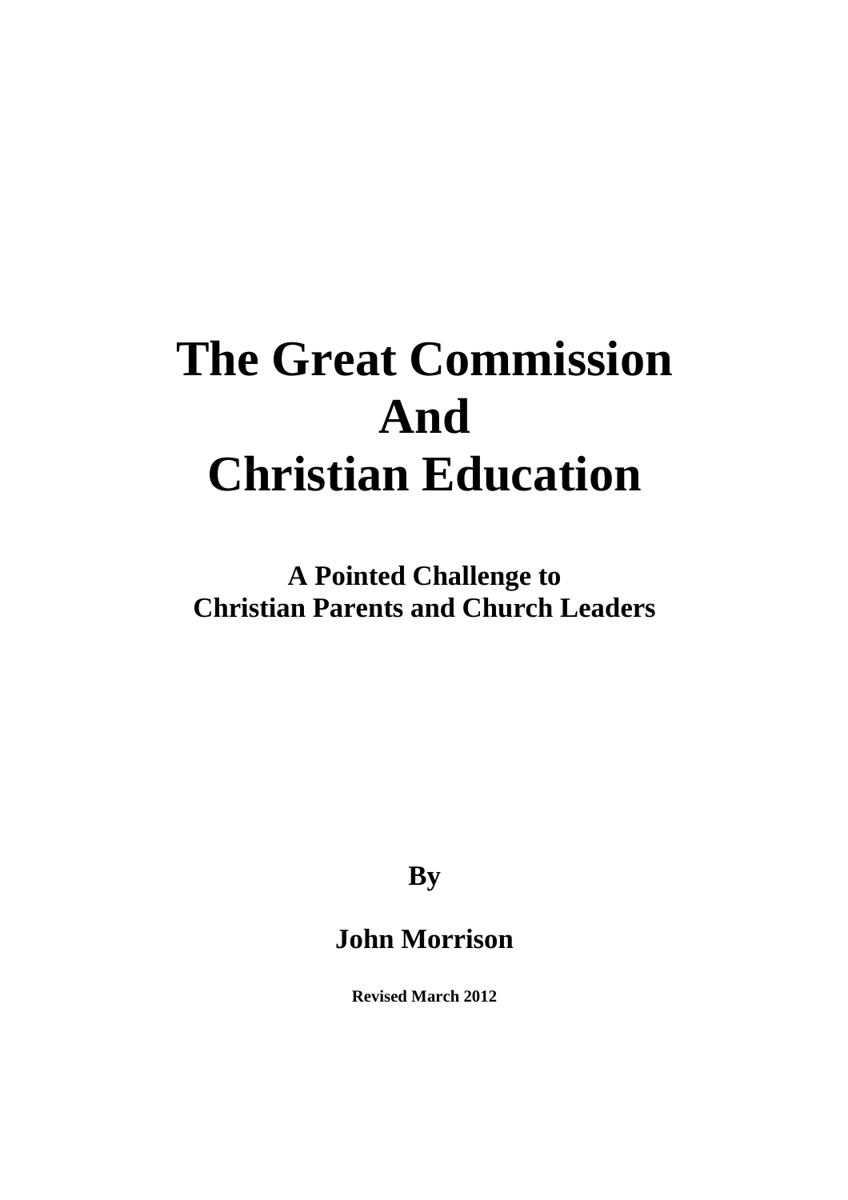# The Great Commission And Christian Education

## A Pointed Challenge to Christian Parents and Church Leaders

**By**

**John Morrison**

**Revised March 2012**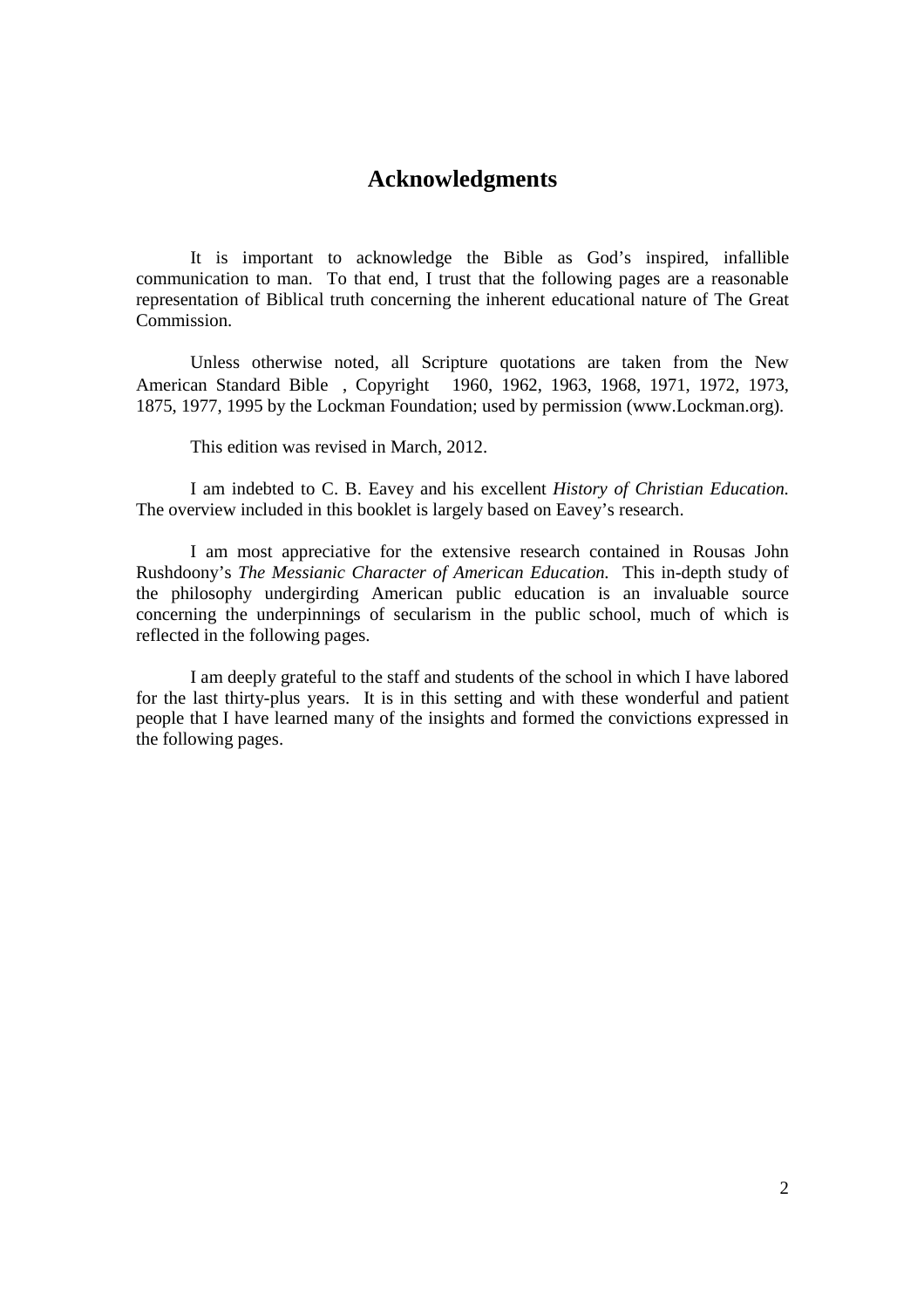## Acknowledgments

It is important to acknowledge the Bible as God's inspired, infallible communication to man. To that end, I trust that the following pages are a reasonable representation of Biblical truth concerning the inherent educational nature of The Great Commission.

Unless otherwise noted, all Scripture quotations are taken from the New American Standard Bible , Copyright 1960, 1962, 1963, 1968, 1971, 1972, 1973, 1875, 1977, 1995 by the Lockman Foundation; used by permission (www.Lockman.org).

This edition was revised in March, 2012.

I am indebted to C. B. Eavey and his excellent *History of Christian Education.* The overview included in this booklet is largely based on Eavey's research.

I am most appreciative for the extensive research contained in Rousas John Rushdoony's *The Messianic Character of American Education.* This in-depth study of the philosophy undergirding American public education is an invaluable source concerning the underpinnings of secularism in the public school, much of which is reflected in the following pages.

I am deeply grateful to the staff and students of the school in which I have labored for the last thirty-plus years. It is in this setting and with these wonderful and patient people that I have learned many of the insights and formed the convictions expressed in the following pages.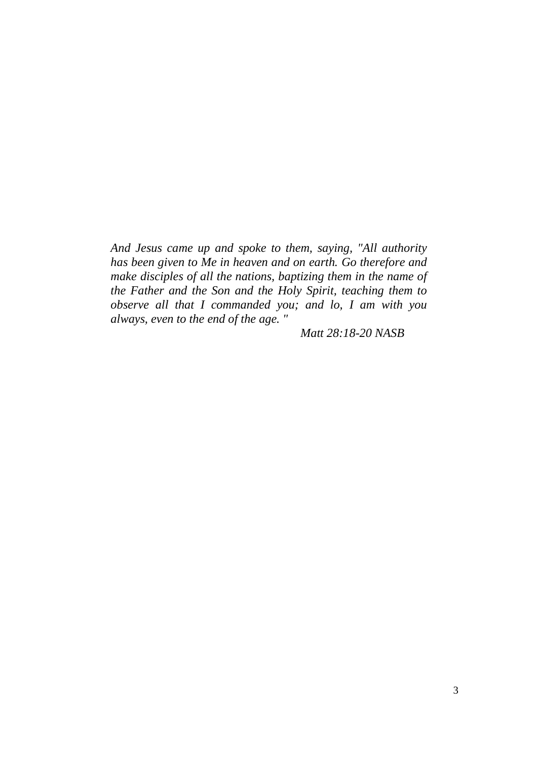*And Jesus came up and spoke to them, saying, "All authority has been given to Me in heaven and on earth. Go therefore and make disciples of all the nations, baptizing them in the name of the Father and the Son and the Holy Spirit, teaching them to observe all that I commanded you; and lo, I am with you always, even to the end of the age. "*

*Matt 28:18-20 NASB*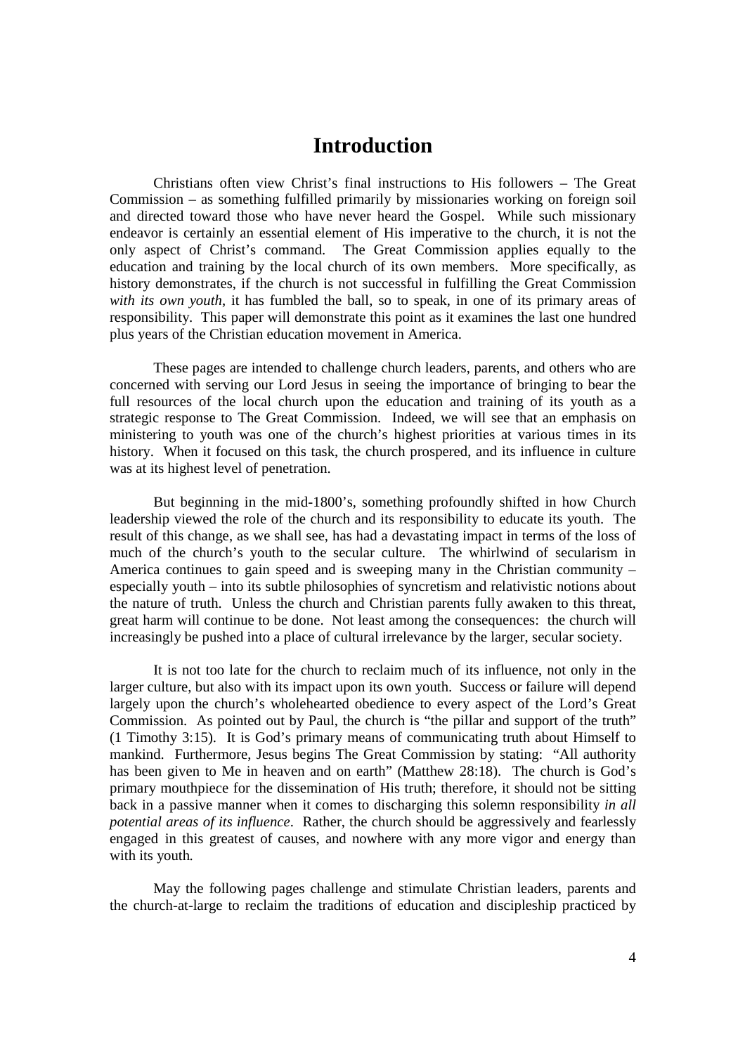# Introduction

Christians often view Christ's final instructions to His followers – The Great Commission – as something fulfilled primarily by missionaries working on foreign soil and directed toward those who have never heard the Gospel. While such missionary endeavor is certainly an essential element of His imperative to the church, it is not the only aspect of Christ's command. The Great Commission applies equally to the education and training by the local church of its own members. More specifically, as history demonstrates, if the church is not successful in fulfilling the Great Commission *with its own youth*, it has fumbled the ball, so to speak, in one of its primary areas of responsibility. This paper will demonstrate this point as it examines the last one hundred plus years of the Christian education movement in America.

These pages are intended to challenge church leaders, parents, and others who are concerned with serving our Lord Jesus in seeing the importance of bringing to bear the full resources of the local church upon the education and training of its youth as a strategic response to The Great Commission. Indeed, we will see that an emphasis on ministering to youth was one of the church's highest priorities at various times in its history. When it focused on this task, the church prospered, and its influence in culture was at its highest level of penetration.

But beginning in the mid-1800's, something profoundly shifted in how Church leadership viewed the role of the church and its responsibility to educate its youth. The result of this change, as we shall see, has had a devastating impact in terms of the loss of much of the church's youth to the secular culture. The whirlwind of secularism in America continues to gain speed and is sweeping many in the Christian community – especially youth – into its subtle philosophies of syncretism and relativistic notions about the nature of truth. Unless the church and Christian parents fully awaken to this threat, great harm will continue to be done. Not least among the consequences: the church will increasingly be pushed into a place of cultural irrelevance by the larger, secular society.

It is not too late for the church to reclaim much of its influence, not only in the larger culture, but also with its impact upon its own youth. Success or failure will depend largely upon the church's wholehearted obedience to every aspect of the Lord's Great Commission. As pointed out by Paul, the church is "the pillar and support of the truth" (1 Timothy 3:15). It is God's primary means of communicating truth about Himself to mankind. Furthermore, Jesus begins The Great Commission by stating: "All authority has been given to Me in heaven and on earth" (Matthew 28:18). The church is God's primary mouthpiece for the dissemination of His truth; therefore, it should not be sitting back in a passive manner when it comes to discharging this solemn responsibility *in all potential areas of its influence*. Rather, the church should be aggressively and fearlessly engaged in this greatest of causes, and nowhere with any more vigor and energy than with its youth.

May the following pages challenge and stimulate Christian leaders, parents and the church-at-large to reclaim the traditions of education and discipleship practiced by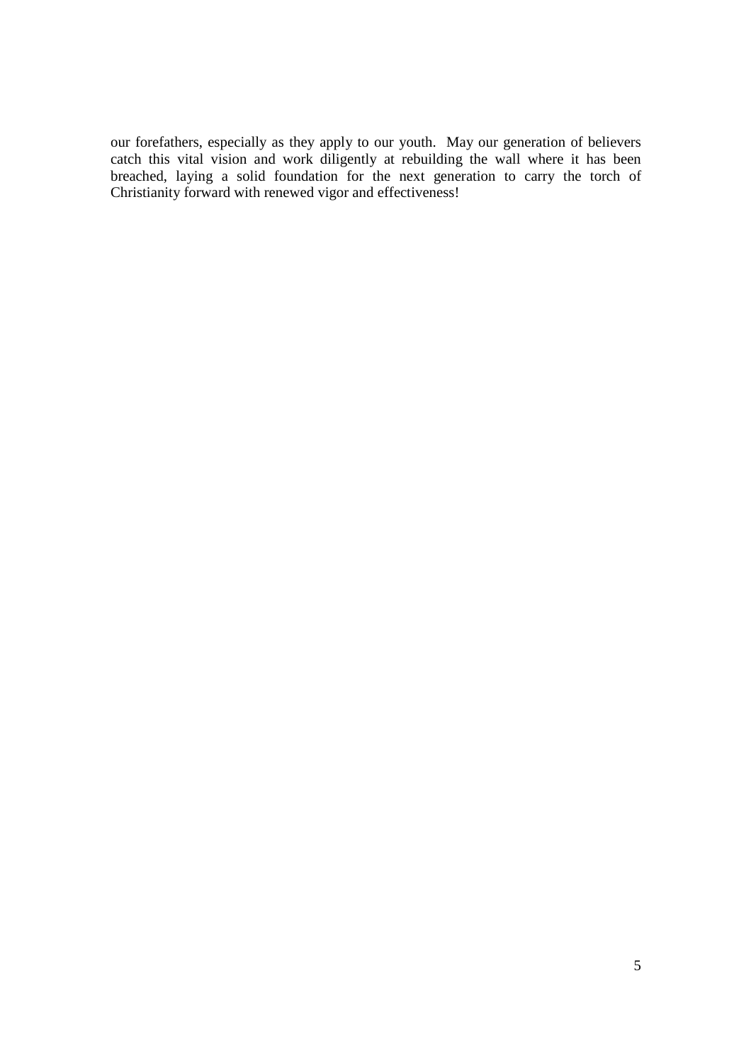our forefathers, especially as they apply to our youth. May our generation of believers catch this vital vision and work diligently at rebuilding the wall where it has been breached, laying a solid foundation for the next generation to carry the torch of Christianity forward with renewed vigor and effectiveness!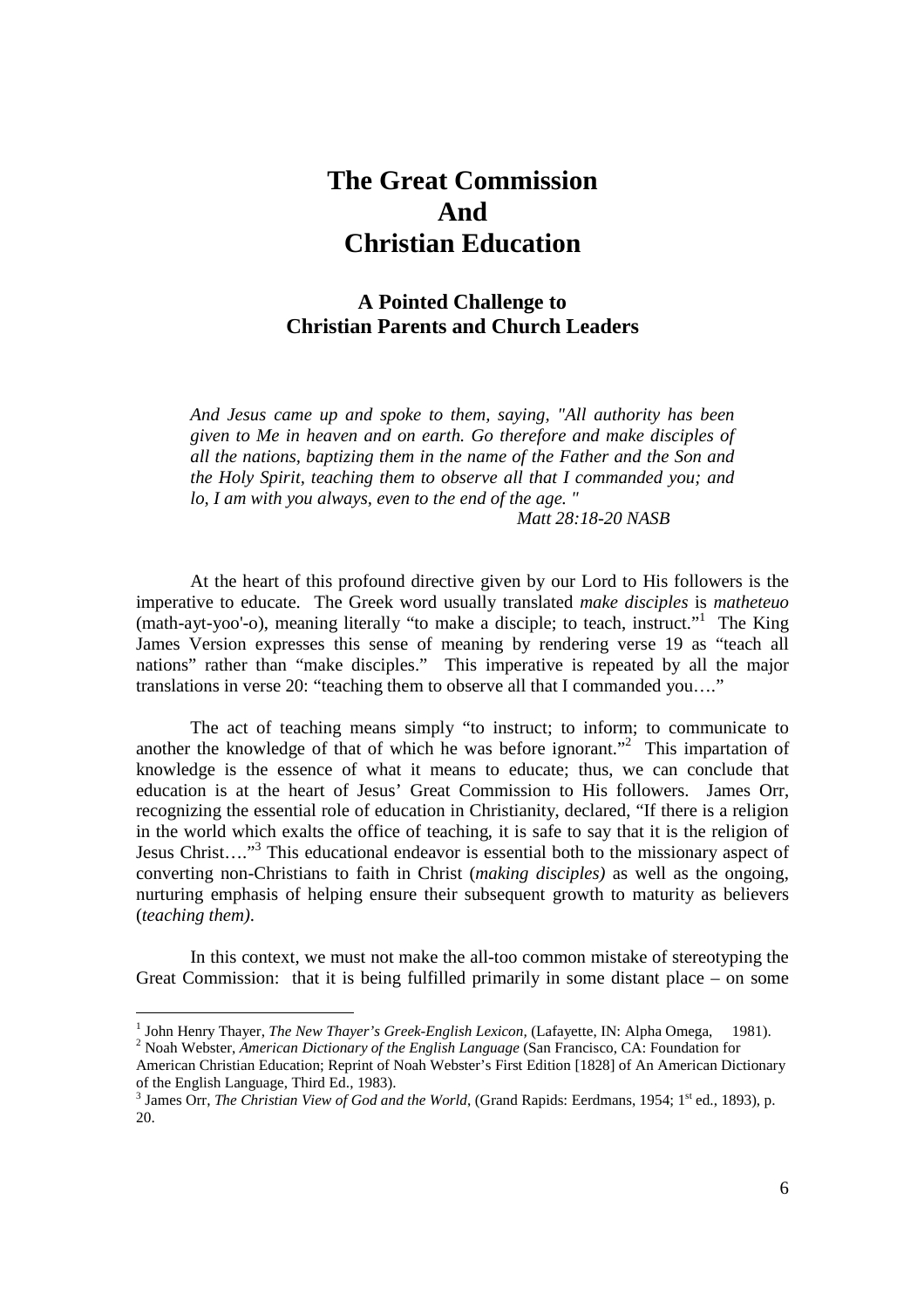# The Great Commission And Christian Education

### A Pointed Challenge to Christian Parents and Church Leaders

> *And Jesus came up and spoke to them, saying, "All authority has been given to Me in heaven and on earth. Go therefore and make disciples of all the nations, baptizing them in the name of the Father and the Son and the Holy Spirit, teaching them to observe all that I commanded you; and lo, I am with you always, even to the end of the age. "*
>
> *Matt 28:18-20 NASB*

At the heart of this profound directive given by our Lord to His followers is the imperative to educate. The Greek word usually translated *make disciples* is *matheteuo* (math-ayt-yoo'-o), meaning literally "to make a disciple; to teach, instruct."[1] The King James Version expresses this sense of meaning by rendering verse 19 as "teach all nations" rather than "make disciples." This imperative is repeated by all the major translations in verse 20: "teaching them to observe all that I commanded you…."

The act of teaching means simply "to instruct; to inform; to communicate to another the knowledge of that of which he was before ignorant."[2] This impartation of knowledge is the essence of what it means to educate; thus, we can conclude that education is at the heart of Jesus' Great Commission to His followers. James Orr, recognizing the essential role of education in Christianity, declared, "If there is a religion in the world which exalts the office of teaching, it is safe to say that it is the religion of Jesus Christ…."[3] This educational endeavor is essential both to the missionary aspect of converting non-Christians to faith in Christ (*making disciples)* as well as the ongoing, nurturing emphasis of helping ensure their subsequent growth to maturity as believers (*teaching them)*.

In this context, we must not make the all-too common mistake of stereotyping the Great Commission: that it is being fulfilled primarily in some distant place – on some

---

[1] John Henry Thayer, *The New Thayer's Greek-English Lexicon*, (Lafayette, IN: Alpha Omega, 1981).

[2] Noah Webster, *American Dictionary of the English Language* (San Francisco, CA: Foundation for American Christian Education; Reprint of Noah Webster's First Edition [1828] of An American Dictionary of the English Language, Third Ed., 1983).

[3] James Orr, *The Christian View of God and the World*, (Grand Rapids: Eerdmans, 1954; 1st ed., 1893), p. 20.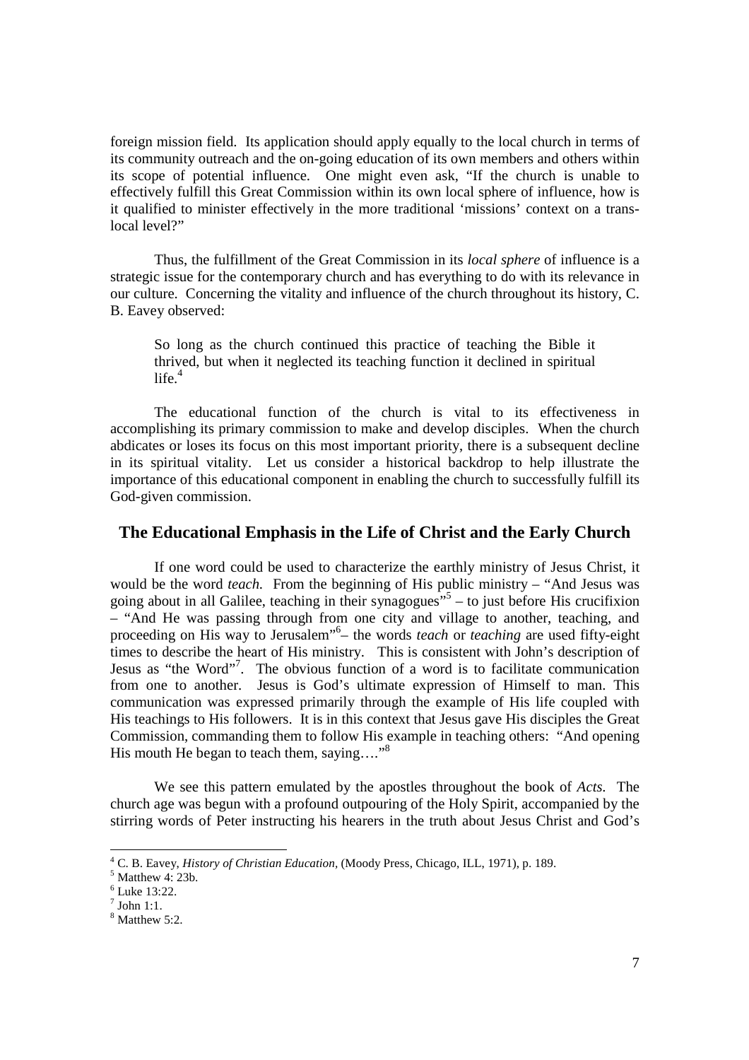foreign mission field. Its application should apply equally to the local church in terms of its community outreach and the on-going education of its own members and others within its scope of potential influence. One might even ask, "If the church is unable to effectively fulfill this Great Commission within its own local sphere of influence, how is it qualified to minister effectively in the more traditional 'missions' context on a trans-local level?"

Thus, the fulfillment of the Great Commission in its *local sphere* of influence is a strategic issue for the contemporary church and has everything to do with its relevance in our culture. Concerning the vitality and influence of the church throughout its history, C. B. Eavey observed:

> So long as the church continued this practice of teaching the Bible it thrived, but when it neglected its teaching function it declined in spiritual life.[4]

The educational function of the church is vital to its effectiveness in accomplishing its primary commission to make and develop disciples. When the church abdicates or loses its focus on this most important priority, there is a subsequent decline in its spiritual vitality. Let us consider a historical backdrop to help illustrate the importance of this educational component in enabling the church to successfully fulfill its God-given commission.

## The Educational Emphasis in the Life of Christ and the Early Church

If one word could be used to characterize the earthly ministry of Jesus Christ, it would be the word *teach.* From the beginning of His public ministry – "And Jesus was going about in all Galilee, teaching in their synagogues"[5] – to just before His crucifixion – "And He was passing through from one city and village to another, teaching, and proceeding on His way to Jerusalem"[6]– the words *teach* or *teaching* are used fifty-eight times to describe the heart of His ministry. This is consistent with John's description of Jesus as "the Word"[7]. The obvious function of a word is to facilitate communication from one to another. Jesus is God's ultimate expression of Himself to man. This communication was expressed primarily through the example of His life coupled with His teachings to His followers. It is in this context that Jesus gave His disciples the Great Commission, commanding them to follow His example in teaching others: "And opening His mouth He began to teach them, saying…."[8]

We see this pattern emulated by the apostles throughout the book of *Acts.* The church age was begun with a profound outpouring of the Holy Spirit, accompanied by the stirring words of Peter instructing his hearers in the truth about Jesus Christ and God's

---

[4] C. B. Eavey, *History of Christian Education*, (Moody Press, Chicago, ILL, 1971), p. 189.
[5] Matthew 4: 23b.
[6] Luke 13:22.
[7] John 1:1.
[8] Matthew 5:2.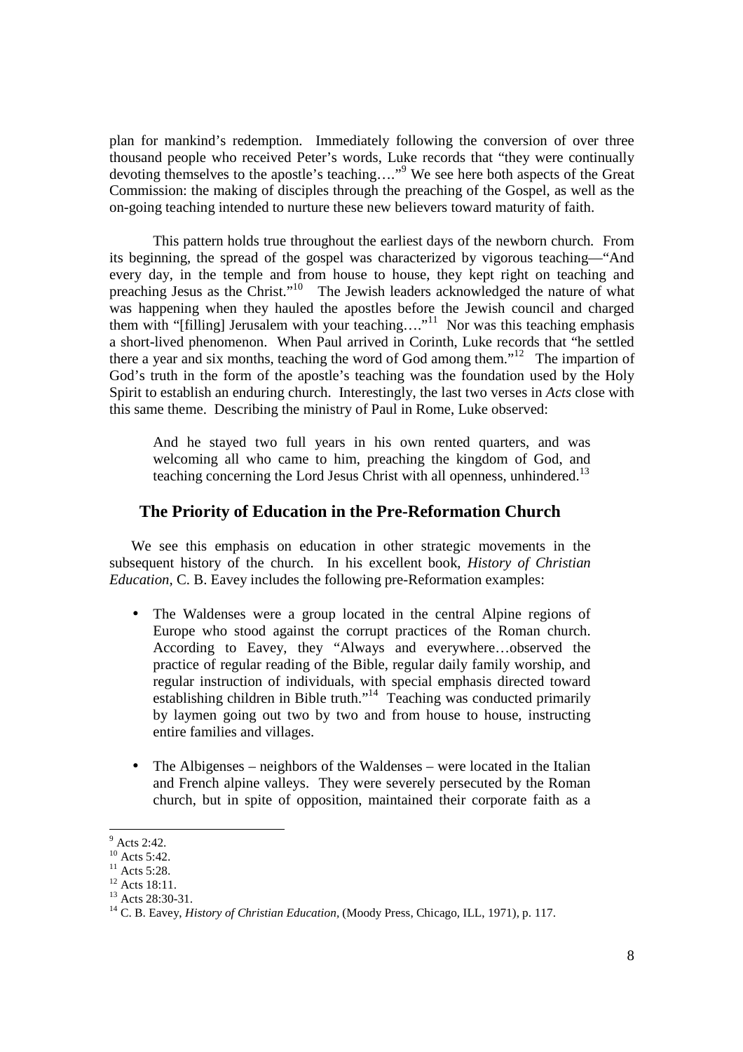plan for mankind's redemption. Immediately following the conversion of over three thousand people who received Peter's words, Luke records that "they were continually devoting themselves to the apostle's teaching…."[9] We see here both aspects of the Great Commission: the making of disciples through the preaching of the Gospel, as well as the on-going teaching intended to nurture these new believers toward maturity of faith.

This pattern holds true throughout the earliest days of the newborn church. From its beginning, the spread of the gospel was characterized by vigorous teaching—"And every day, in the temple and from house to house, they kept right on teaching and preaching Jesus as the Christ."[10] The Jewish leaders acknowledged the nature of what was happening when they hauled the apostles before the Jewish council and charged them with "[filling] Jerusalem with your teaching…."[11] Nor was this teaching emphasis a short-lived phenomenon. When Paul arrived in Corinth, Luke records that "he settled there a year and six months, teaching the word of God among them."[12] The impartion of God's truth in the form of the apostle's teaching was the foundation used by the Holy Spirit to establish an enduring church. Interestingly, the last two verses in *Acts* close with this same theme. Describing the ministry of Paul in Rome, Luke observed:

> And he stayed two full years in his own rented quarters, and was welcoming all who came to him, preaching the kingdom of God, and teaching concerning the Lord Jesus Christ with all openness, unhindered.[13]

## The Priority of Education in the Pre-Reformation Church

We see this emphasis on education in other strategic movements in the subsequent history of the church. In his excellent book, *History of Christian Education,* C. B. Eavey includes the following pre-Reformation examples:

- The Waldenses were a group located in the central Alpine regions of Europe who stood against the corrupt practices of the Roman church. According to Eavey, they "Always and everywhere…observed the practice of regular reading of the Bible, regular daily family worship, and regular instruction of individuals, with special emphasis directed toward establishing children in Bible truth."[14] Teaching was conducted primarily by laymen going out two by two and from house to house, instructing entire families and villages.

- The Albigenses – neighbors of the Waldenses – were located in the Italian and French alpine valleys. They were severely persecuted by the Roman church, but in spite of opposition, maintained their corporate faith as a

---

[9] Acts 2:42.
[10] Acts 5:42.
[11] Acts 5:28.
[12] Acts 18:11.
[13] Acts 28:30-31.
[14] C. B. Eavey, *History of Christian Education,* (Moody Press, Chicago, ILL, 1971), p. 117.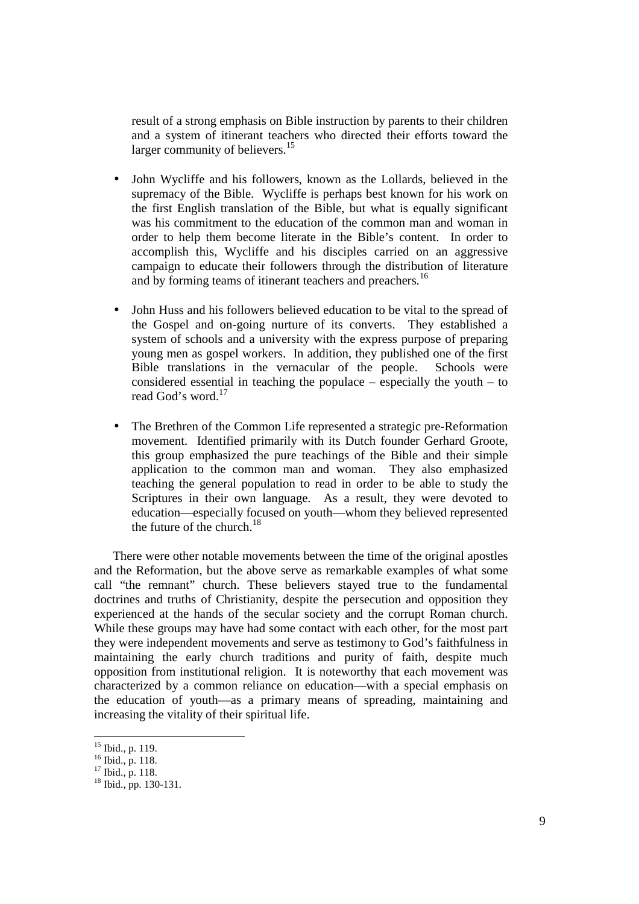result of a strong emphasis on Bible instruction by parents to their children and a system of itinerant teachers who directed their efforts toward the larger community of believers.[15]

- John Wycliffe and his followers, known as the Lollards, believed in the supremacy of the Bible. Wycliffe is perhaps best known for his work on the first English translation of the Bible, but what is equally significant was his commitment to the education of the common man and woman in order to help them become literate in the Bible's content. In order to accomplish this, Wycliffe and his disciples carried on an aggressive campaign to educate their followers through the distribution of literature and by forming teams of itinerant teachers and preachers.[16]

- John Huss and his followers believed education to be vital to the spread of the Gospel and on-going nurture of its converts. They established a system of schools and a university with the express purpose of preparing young men as gospel workers. In addition, they published one of the first Bible translations in the vernacular of the people. Schools were considered essential in teaching the populace – especially the youth – to read God's word.[17]

- The Brethren of the Common Life represented a strategic pre-Reformation movement. Identified primarily with its Dutch founder Gerhard Groote, this group emphasized the pure teachings of the Bible and their simple application to the common man and woman. They also emphasized teaching the general population to read in order to be able to study the Scriptures in their own language. As a result, they were devoted to education—especially focused on youth—whom they believed represented the future of the church.[18]

There were other notable movements between the time of the original apostles and the Reformation, but the above serve as remarkable examples of what some call "the remnant" church. These believers stayed true to the fundamental doctrines and truths of Christianity, despite the persecution and opposition they experienced at the hands of the secular society and the corrupt Roman church. While these groups may have had some contact with each other, for the most part they were independent movements and serve as testimony to God's faithfulness in maintaining the early church traditions and purity of faith, despite much opposition from institutional religion. It is noteworthy that each movement was characterized by a common reliance on education—with a special emphasis on the education of youth—as a primary means of spreading, maintaining and increasing the vitality of their spiritual life.

---

[15] Ibid., p. 119.
[16] Ibid., p. 118.
[17] Ibid., p. 118.
[18] Ibid., pp. 130-131.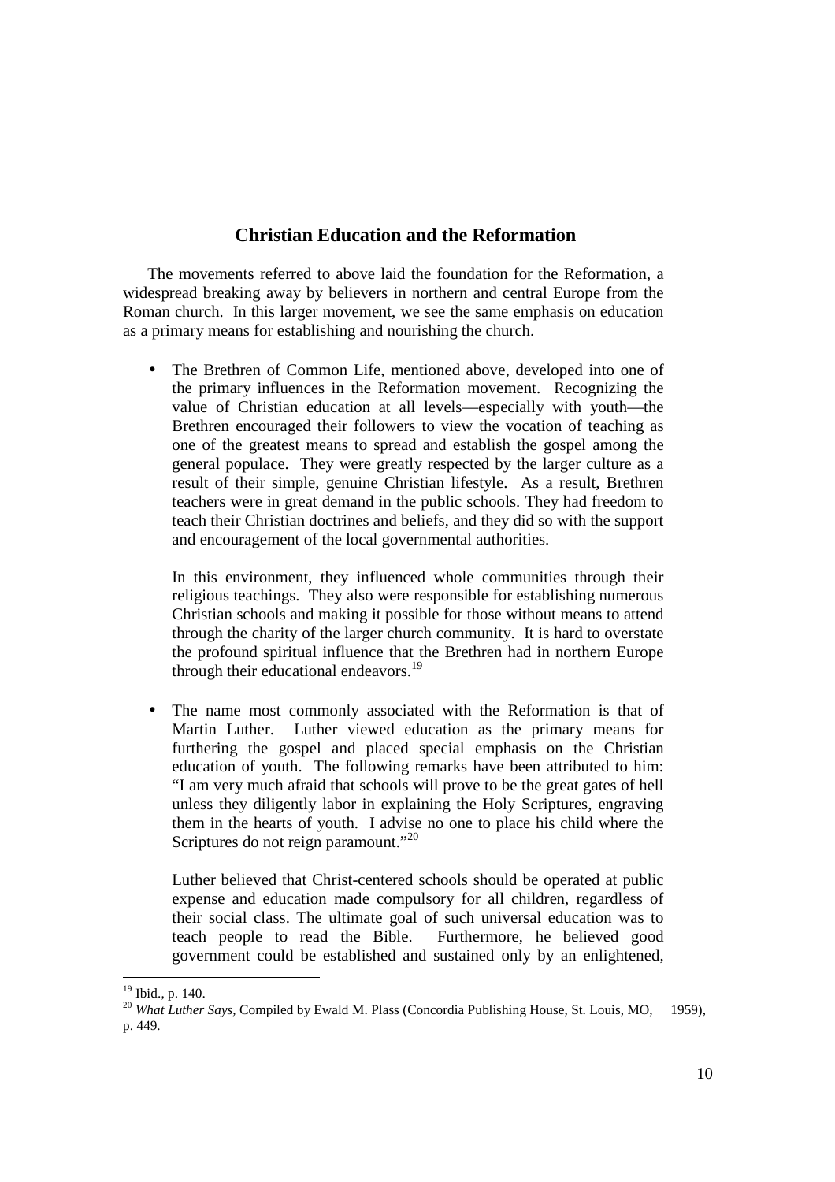## Christian Education and the Reformation

The movements referred to above laid the foundation for the Reformation, a widespread breaking away by believers in northern and central Europe from the Roman church. In this larger movement, we see the same emphasis on education as a primary means for establishing and nourishing the church.

- The Brethren of Common Life, mentioned above, developed into one of the primary influences in the Reformation movement. Recognizing the value of Christian education at all levels—especially with youth—the Brethren encouraged their followers to view the vocation of teaching as one of the greatest means to spread and establish the gospel among the general populace. They were greatly respected by the larger culture as a result of their simple, genuine Christian lifestyle. As a result, Brethren teachers were in great demand in the public schools. They had freedom to teach their Christian doctrines and beliefs, and they did so with the support and encouragement of the local governmental authorities.

  In this environment, they influenced whole communities through their religious teachings. They also were responsible for establishing numerous Christian schools and making it possible for those without means to attend through the charity of the larger church community. It is hard to overstate the profound spiritual influence that the Brethren had in northern Europe through their educational endeavors.[19]

- The name most commonly associated with the Reformation is that of Martin Luther. Luther viewed education as the primary means for furthering the gospel and placed special emphasis on the Christian education of youth. The following remarks have been attributed to him: "I am very much afraid that schools will prove to be the great gates of hell unless they diligently labor in explaining the Holy Scriptures, engraving them in the hearts of youth. I advise no one to place his child where the Scriptures do not reign paramount."[20]

  Luther believed that Christ-centered schools should be operated at public expense and education made compulsory for all children, regardless of their social class. The ultimate goal of such universal education was to teach people to read the Bible. Furthermore, he believed good government could be established and sustained only by an enlightened,

---

[19] Ibid., p. 140.

[20] *What Luther Says*, Compiled by Ewald M. Plass (Concordia Publishing House, St. Louis, MO, 1959), p. 449.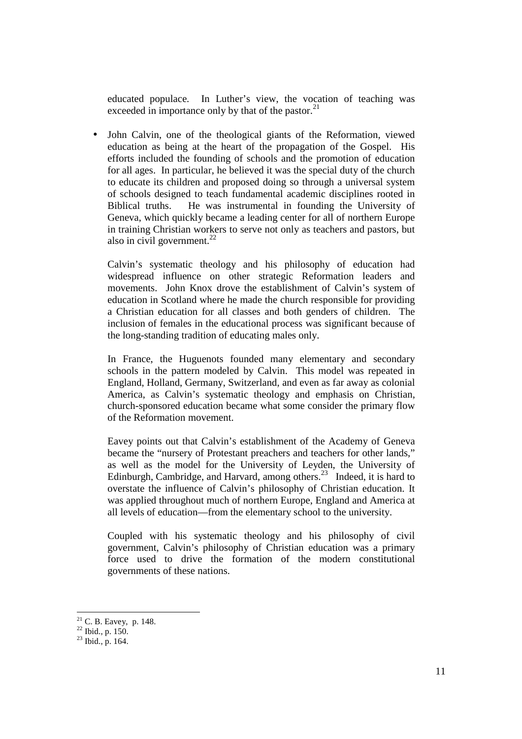educated populace. In Luther's view, the vocation of teaching was exceeded in importance only by that of the pastor.[21]

- John Calvin, one of the theological giants of the Reformation, viewed education as being at the heart of the propagation of the Gospel. His efforts included the founding of schools and the promotion of education for all ages. In particular, he believed it was the special duty of the church to educate its children and proposed doing so through a universal system of schools designed to teach fundamental academic disciplines rooted in Biblical truths. He was instrumental in founding the University of Geneva, which quickly became a leading center for all of northern Europe in training Christian workers to serve not only as teachers and pastors, but also in civil government.[22]

  Calvin's systematic theology and his philosophy of education had widespread influence on other strategic Reformation leaders and movements. John Knox drove the establishment of Calvin's system of education in Scotland where he made the church responsible for providing a Christian education for all classes and both genders of children. The inclusion of females in the educational process was significant because of the long-standing tradition of educating males only.

  In France, the Huguenots founded many elementary and secondary schools in the pattern modeled by Calvin. This model was repeated in England, Holland, Germany, Switzerland, and even as far away as colonial America, as Calvin's systematic theology and emphasis on Christian, church-sponsored education became what some consider the primary flow of the Reformation movement.

  Eavey points out that Calvin's establishment of the Academy of Geneva became the "nursery of Protestant preachers and teachers for other lands," as well as the model for the University of Leyden, the University of Edinburgh, Cambridge, and Harvard, among others.[23] Indeed, it is hard to overstate the influence of Calvin's philosophy of Christian education. It was applied throughout much of northern Europe, England and America at all levels of education—from the elementary school to the university.

  Coupled with his systematic theology and his philosophy of civil government, Calvin's philosophy of Christian education was a primary force used to drive the formation of the modern constitutional governments of these nations.

---

[21] C. B. Eavey, p. 148.
[22] Ibid., p. 150.
[23] Ibid., p. 164.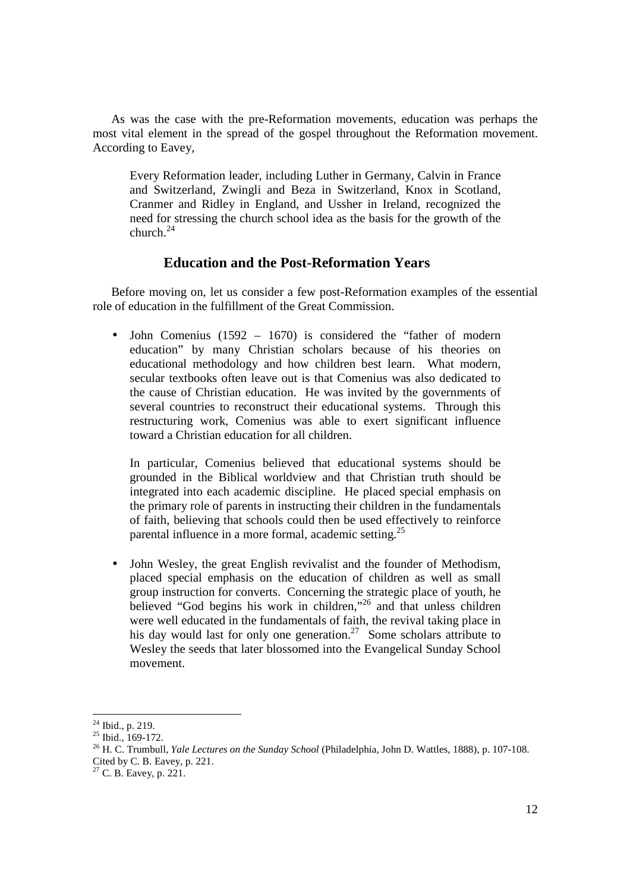As was the case with the pre-Reformation movements, education was perhaps the most vital element in the spread of the gospel throughout the Reformation movement. According to Eavey,

> Every Reformation leader, including Luther in Germany, Calvin in France and Switzerland, Zwingli and Beza in Switzerland, Knox in Scotland, Cranmer and Ridley in England, and Ussher in Ireland, recognized the need for stressing the church school idea as the basis for the growth of the church.[24]

## Education and the Post-Reformation Years

Before moving on, let us consider a few post-Reformation examples of the essential role of education in the fulfillment of the Great Commission.

- John Comenius (1592 – 1670) is considered the "father of modern education" by many Christian scholars because of his theories on educational methodology and how children best learn. What modern, secular textbooks often leave out is that Comenius was also dedicated to the cause of Christian education. He was invited by the governments of several countries to reconstruct their educational systems. Through this restructuring work, Comenius was able to exert significant influence toward a Christian education for all children.

  In particular, Comenius believed that educational systems should be grounded in the Biblical worldview and that Christian truth should be integrated into each academic discipline. He placed special emphasis on the primary role of parents in instructing their children in the fundamentals of faith, believing that schools could then be used effectively to reinforce parental influence in a more formal, academic setting.[25]

- John Wesley, the great English revivalist and the founder of Methodism, placed special emphasis on the education of children as well as small group instruction for converts. Concerning the strategic place of youth, he believed "God begins his work in children,"[26] and that unless children were well educated in the fundamentals of faith, the revival taking place in his day would last for only one generation.[27] Some scholars attribute to Wesley the seeds that later blossomed into the Evangelical Sunday School movement.

---

[24] Ibid., p. 219.

[25] Ibid., 169-172.

[26] H. C. Trumbull, *Yale Lectures on the Sunday School* (Philadelphia, John D. Wattles, 1888), p. 107-108. Cited by C. B. Eavey, p. 221.

[27] C. B. Eavey, p. 221.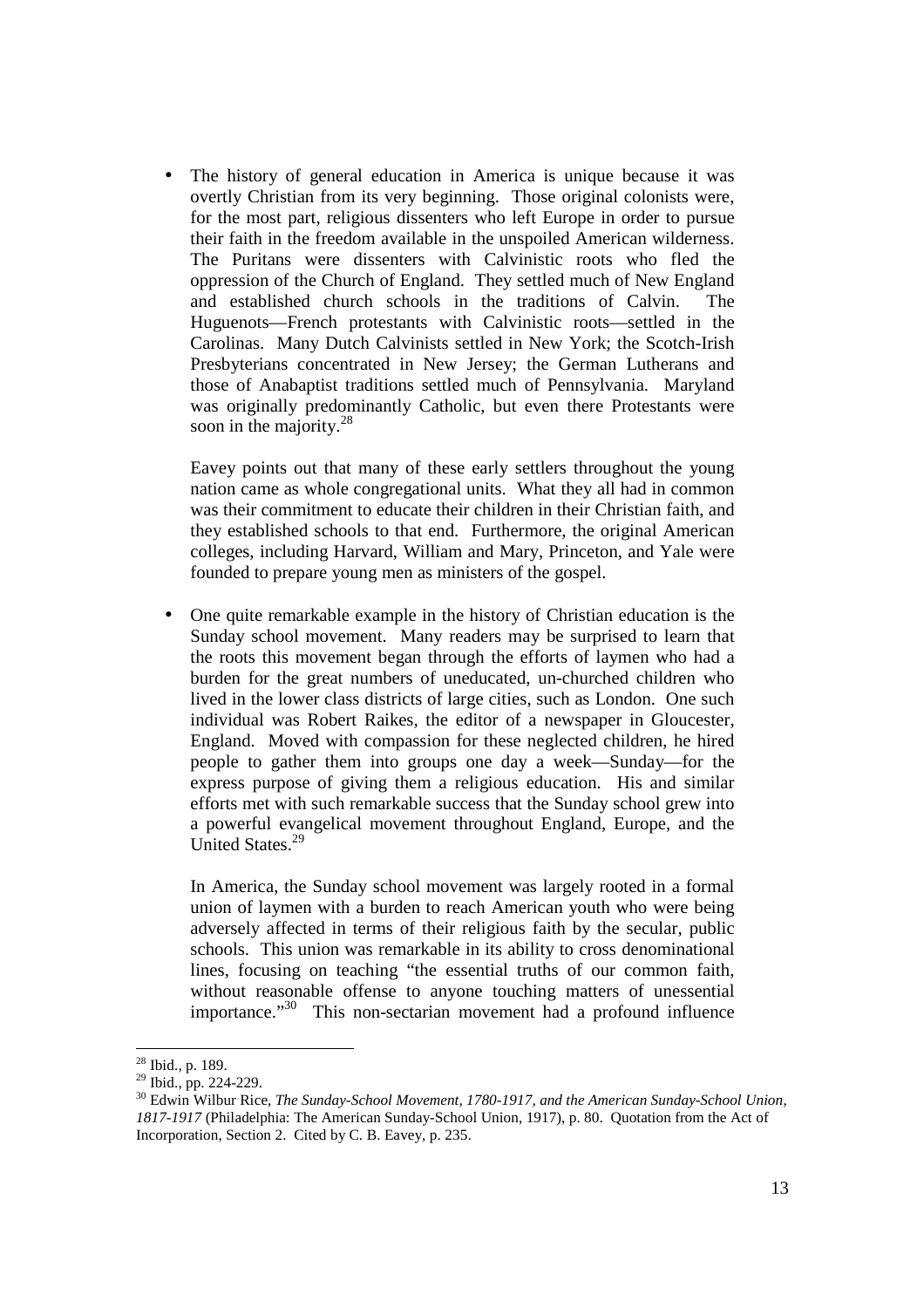- The history of general education in America is unique because it was overtly Christian from its very beginning. Those original colonists were, for the most part, religious dissenters who left Europe in order to pursue their faith in the freedom available in the unspoiled American wilderness. The Puritans were dissenters with Calvinistic roots who fled the oppression of the Church of England. They settled much of New England and established church schools in the traditions of Calvin. The Huguenots—French protestants with Calvinistic roots—settled in the Carolinas. Many Dutch Calvinists settled in New York; the Scotch-Irish Presbyterians concentrated in New Jersey; the German Lutherans and those of Anabaptist traditions settled much of Pennsylvania. Maryland was originally predominantly Catholic, but even there Protestants were soon in the majority.[28]

  Eavey points out that many of these early settlers throughout the young nation came as whole congregational units. What they all had in common was their commitment to educate their children in their Christian faith, and they established schools to that end. Furthermore, the original American colleges, including Harvard, William and Mary, Princeton, and Yale were founded to prepare young men as ministers of the gospel.

- One quite remarkable example in the history of Christian education is the Sunday school movement. Many readers may be surprised to learn that the roots this movement began through the efforts of laymen who had a burden for the great numbers of uneducated, un-churched children who lived in the lower class districts of large cities, such as London. One such individual was Robert Raikes, the editor of a newspaper in Gloucester, England. Moved with compassion for these neglected children, he hired people to gather them into groups one day a week—Sunday—for the express purpose of giving them a religious education. His and similar efforts met with such remarkable success that the Sunday school grew into a powerful evangelical movement throughout England, Europe, and the United States.[29]

  In America, the Sunday school movement was largely rooted in a formal union of laymen with a burden to reach American youth who were being adversely affected in terms of their religious faith by the secular, public schools. This union was remarkable in its ability to cross denominational lines, focusing on teaching "the essential truths of our common faith, without reasonable offense to anyone touching matters of unessential importance."[30] This non-sectarian movement had a profound influence

---

[28] Ibid., p. 189.

[29] Ibid., pp. 224-229.

[30] Edwin Wilbur Rice, *The Sunday-School Movement, 1780-1917, and the American Sunday-School Union, 1817-1917* (Philadelphia: The American Sunday-School Union, 1917), p. 80. Quotation from the Act of Incorporation, Section 2. Cited by C. B. Eavey, p. 235.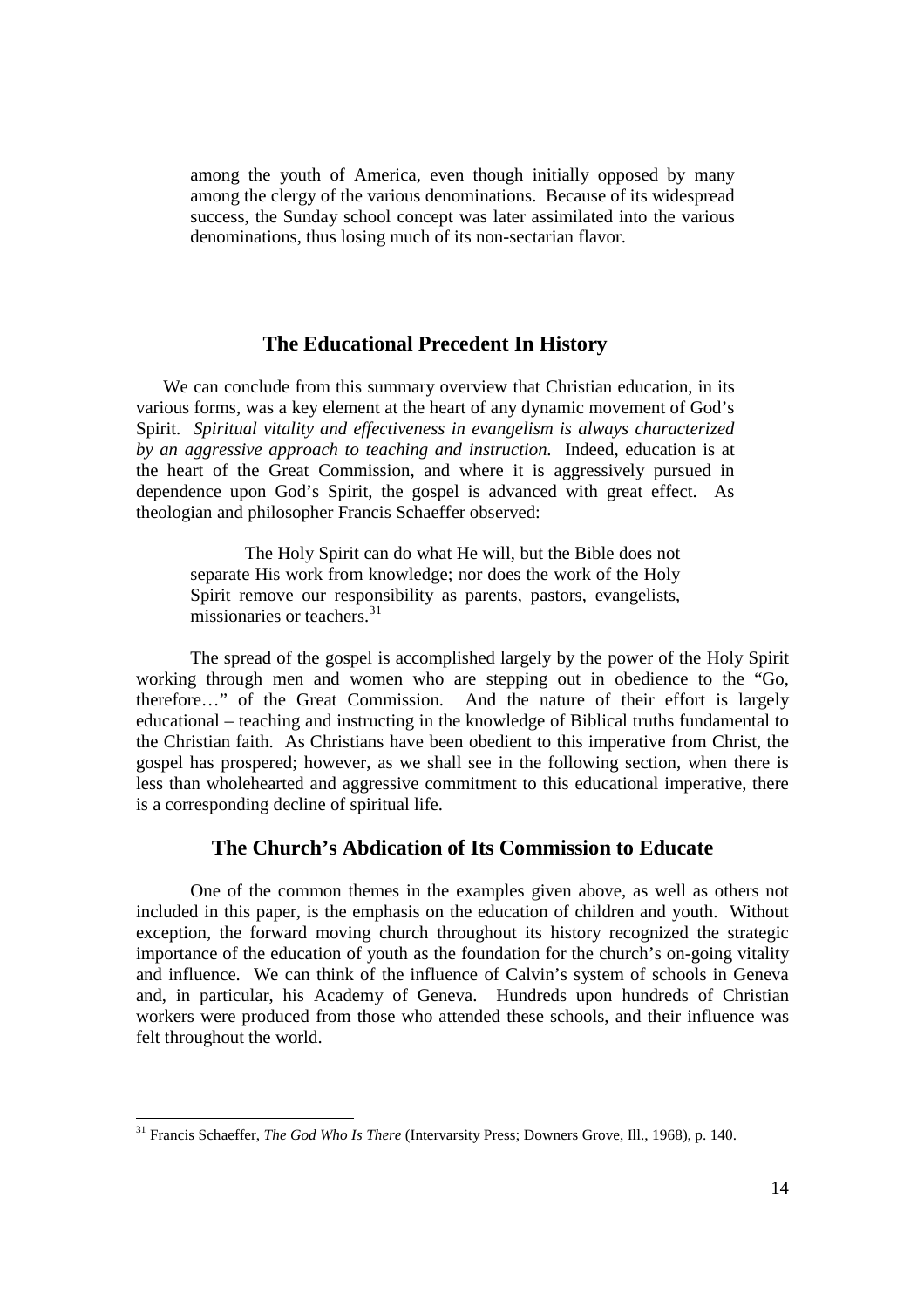among the youth of America, even though initially opposed by many among the clergy of the various denominations. Because of its widespread success, the Sunday school concept was later assimilated into the various denominations, thus losing much of its non-sectarian flavor.

## The Educational Precedent In History

We can conclude from this summary overview that Christian education, in its various forms, was a key element at the heart of any dynamic movement of God's Spirit. *Spiritual vitality and effectiveness in evangelism is always characterized by an aggressive approach to teaching and instruction.* Indeed, education is at the heart of the Great Commission, and where it is aggressively pursued in dependence upon God's Spirit, the gospel is advanced with great effect. As theologian and philosopher Francis Schaeffer observed:

> The Holy Spirit can do what He will, but the Bible does not separate His work from knowledge; nor does the work of the Holy Spirit remove our responsibility as parents, pastors, evangelists, missionaries or teachers.[31]

The spread of the gospel is accomplished largely by the power of the Holy Spirit working through men and women who are stepping out in obedience to the "Go, therefore…" of the Great Commission. And the nature of their effort is largely educational – teaching and instructing in the knowledge of Biblical truths fundamental to the Christian faith. As Christians have been obedient to this imperative from Christ, the gospel has prospered; however, as we shall see in the following section, when there is less than wholehearted and aggressive commitment to this educational imperative, there is a corresponding decline of spiritual life.

## The Church's Abdication of Its Commission to Educate

One of the common themes in the examples given above, as well as others not included in this paper, is the emphasis on the education of children and youth. Without exception, the forward moving church throughout its history recognized the strategic importance of the education of youth as the foundation for the church's on-going vitality and influence. We can think of the influence of Calvin's system of schools in Geneva and, in particular, his Academy of Geneva. Hundreds upon hundreds of Christian workers were produced from those who attended these schools, and their influence was felt throughout the world.

---

[31] Francis Schaeffer, *The God Who Is There* (Intervarsity Press; Downers Grove, Ill., 1968), p. 140.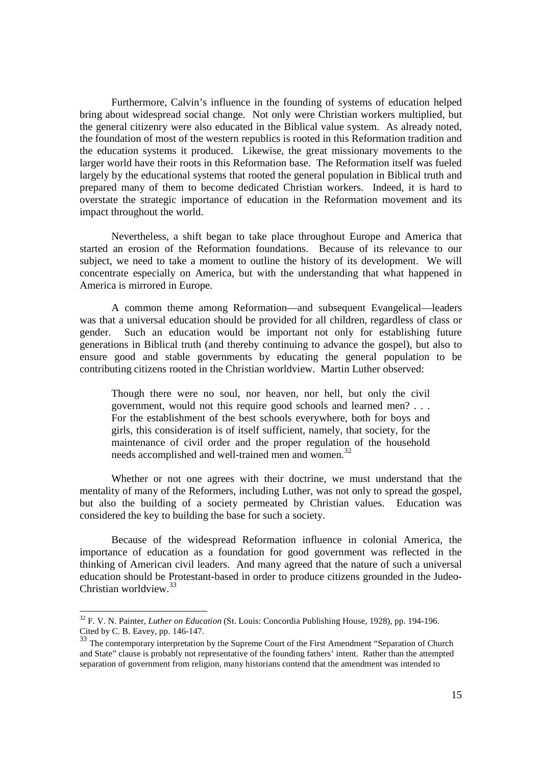Furthermore, Calvin's influence in the founding of systems of education helped bring about widespread social change. Not only were Christian workers multiplied, but the general citizenry were also educated in the Biblical value system. As already noted, the foundation of most of the western republics is rooted in this Reformation tradition and the education systems it produced. Likewise, the great missionary movements to the larger world have their roots in this Reformation base. The Reformation itself was fueled largely by the educational systems that rooted the general population in Biblical truth and prepared many of them to become dedicated Christian workers. Indeed, it is hard to overstate the strategic importance of education in the Reformation movement and its impact throughout the world.

Nevertheless, a shift began to take place throughout Europe and America that started an erosion of the Reformation foundations. Because of its relevance to our subject, we need to take a moment to outline the history of its development. We will concentrate especially on America, but with the understanding that what happened in America is mirrored in Europe.

A common theme among Reformation—and subsequent Evangelical—leaders was that a universal education should be provided for all children, regardless of class or gender. Such an education would be important not only for establishing future generations in Biblical truth (and thereby continuing to advance the gospel), but also to ensure good and stable governments by educating the general population to be contributing citizens rooted in the Christian worldview. Martin Luther observed:

> Though there were no soul, nor heaven, nor hell, but only the civil government, would not this require good schools and learned men? . . . For the establishment of the best schools everywhere, both for boys and girls, this consideration is of itself sufficient, namely, that society, for the maintenance of civil order and the proper regulation of the household needs accomplished and well-trained men and women.[32]

Whether or not one agrees with their doctrine, we must understand that the mentality of many of the Reformers, including Luther, was not only to spread the gospel, but also the building of a society permeated by Christian values. Education was considered the key to building the base for such a society.

Because of the widespread Reformation influence in colonial America, the importance of education as a foundation for good government was reflected in the thinking of American civil leaders. And many agreed that the nature of such a universal education should be Protestant-based in order to produce citizens grounded in the Judeo-Christian worldview.[33]

---

[32] F. V. N. Painter, *Luther on Education* (St. Louis: Concordia Publishing House, 1928), pp. 194-196. Cited by C. B. Eavey, pp. 146-147.

[33] The contemporary interpretation by the Supreme Court of the First Amendment "Separation of Church and State" clause is probably not representative of the founding fathers' intent. Rather than the attempted separation of government from religion, many historians contend that the amendment was intended to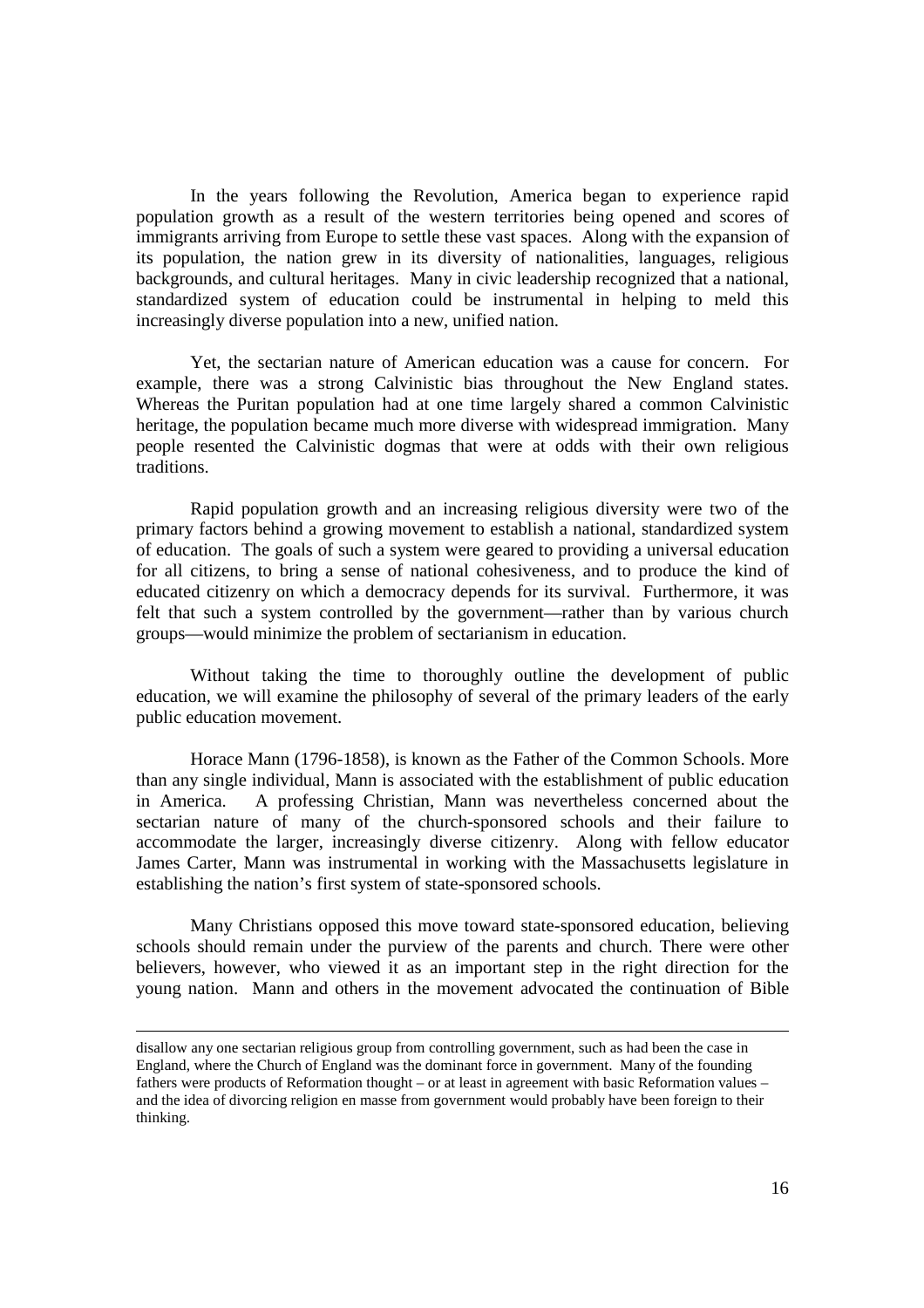In the years following the Revolution, America began to experience rapid population growth as a result of the western territories being opened and scores of immigrants arriving from Europe to settle these vast spaces. Along with the expansion of its population, the nation grew in its diversity of nationalities, languages, religious backgrounds, and cultural heritages. Many in civic leadership recognized that a national, standardized system of education could be instrumental in helping to meld this increasingly diverse population into a new, unified nation.

Yet, the sectarian nature of American education was a cause for concern. For example, there was a strong Calvinistic bias throughout the New England states. Whereas the Puritan population had at one time largely shared a common Calvinistic heritage, the population became much more diverse with widespread immigration. Many people resented the Calvinistic dogmas that were at odds with their own religious traditions.

Rapid population growth and an increasing religious diversity were two of the primary factors behind a growing movement to establish a national, standardized system of education. The goals of such a system were geared to providing a universal education for all citizens, to bring a sense of national cohesiveness, and to produce the kind of educated citizenry on which a democracy depends for its survival. Furthermore, it was felt that such a system controlled by the government—rather than by various church groups—would minimize the problem of sectarianism in education.

Without taking the time to thoroughly outline the development of public education, we will examine the philosophy of several of the primary leaders of the early public education movement.

Horace Mann (1796-1858), is known as the Father of the Common Schools. More than any single individual, Mann is associated with the establishment of public education in America. A professing Christian, Mann was nevertheless concerned about the sectarian nature of many of the church-sponsored schools and their failure to accommodate the larger, increasingly diverse citizenry. Along with fellow educator James Carter, Mann was instrumental in working with the Massachusetts legislature in establishing the nation's first system of state-sponsored schools.

Many Christians opposed this move toward state-sponsored education, believing schools should remain under the purview of the parents and church. There were other believers, however, who viewed it as an important step in the right direction for the young nation. Mann and others in the movement advocated the continuation of Bible

---

disallow any one sectarian religious group from controlling government, such as had been the case in England, where the Church of England was the dominant force in government. Many of the founding fathers were products of Reformation thought – or at least in agreement with basic Reformation values – and the idea of divorcing religion en masse from government would probably have been foreign to their thinking.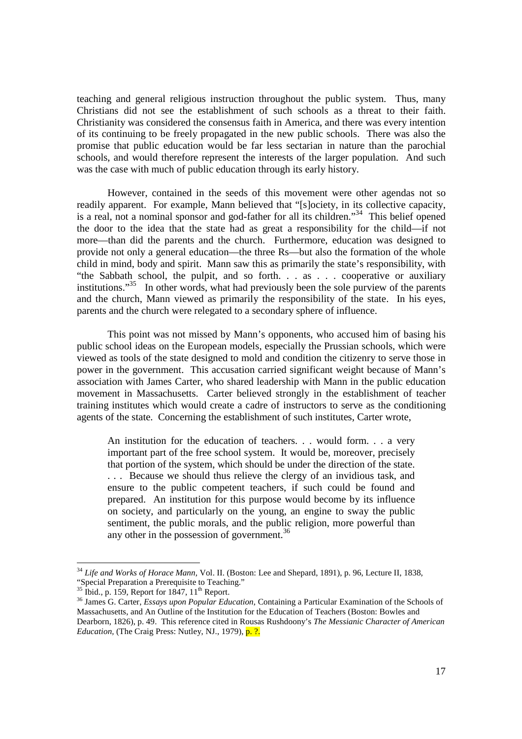teaching and general religious instruction throughout the public system. Thus, many Christians did not see the establishment of such schools as a threat to their faith. Christianity was considered the consensus faith in America, and there was every intention of its continuing to be freely propagated in the new public schools. There was also the promise that public education would be far less sectarian in nature than the parochial schools, and would therefore represent the interests of the larger population. And such was the case with much of public education through its early history.

However, contained in the seeds of this movement were other agendas not so readily apparent. For example, Mann believed that "[s]ociety, in its collective capacity, is a real, not a nominal sponsor and god-father for all its children."[34] This belief opened the door to the idea that the state had as great a responsibility for the child—if not more—than did the parents and the church. Furthermore, education was designed to provide not only a general education—the three Rs—but also the formation of the whole child in mind, body and spirit. Mann saw this as primarily the state's responsibility, with "the Sabbath school, the pulpit, and so forth. . . as . . . cooperative or auxiliary institutions."[35] In other words, what had previously been the sole purview of the parents and the church, Mann viewed as primarily the responsibility of the state. In his eyes, parents and the church were relegated to a secondary sphere of influence.

This point was not missed by Mann's opponents, who accused him of basing his public school ideas on the European models, especially the Prussian schools, which were viewed as tools of the state designed to mold and condition the citizenry to serve those in power in the government. This accusation carried significant weight because of Mann's association with James Carter, who shared leadership with Mann in the public education movement in Massachusetts. Carter believed strongly in the establishment of teacher training institutes which would create a cadre of instructors to serve as the conditioning agents of the state. Concerning the establishment of such institutes, Carter wrote,

> An institution for the education of teachers. . . would form. . . a very important part of the free school system. It would be, moreover, precisely that portion of the system, which should be under the direction of the state. . . . Because we should thus relieve the clergy of an invidious task, and ensure to the public competent teachers, if such could be found and prepared. An institution for this purpose would become by its influence on society, and particularly on the young, an engine to sway the public sentiment, the public morals, and the public religion, more powerful than any other in the possession of government.[36]

---

[34] *Life and Works of Horace Mann,* Vol. II. (Boston: Lee and Shepard, 1891), p. 96, Lecture II, 1838, "Special Preparation a Prerequisite to Teaching."

[35] Ibid., p. 159, Report for 1847, 11th Report.

[36] James G. Carter, *Essays upon Popular Education*, Containing a Particular Examination of the Schools of Massachusetts, and An Outline of the Institution for the Education of Teachers (Boston: Bowles and Dearborn, 1826), p. 49. This reference cited in Rousas Rushdoony's *The Messianic Character of American Education*, (The Craig Press: Nutley, NJ., 1979), p. ?.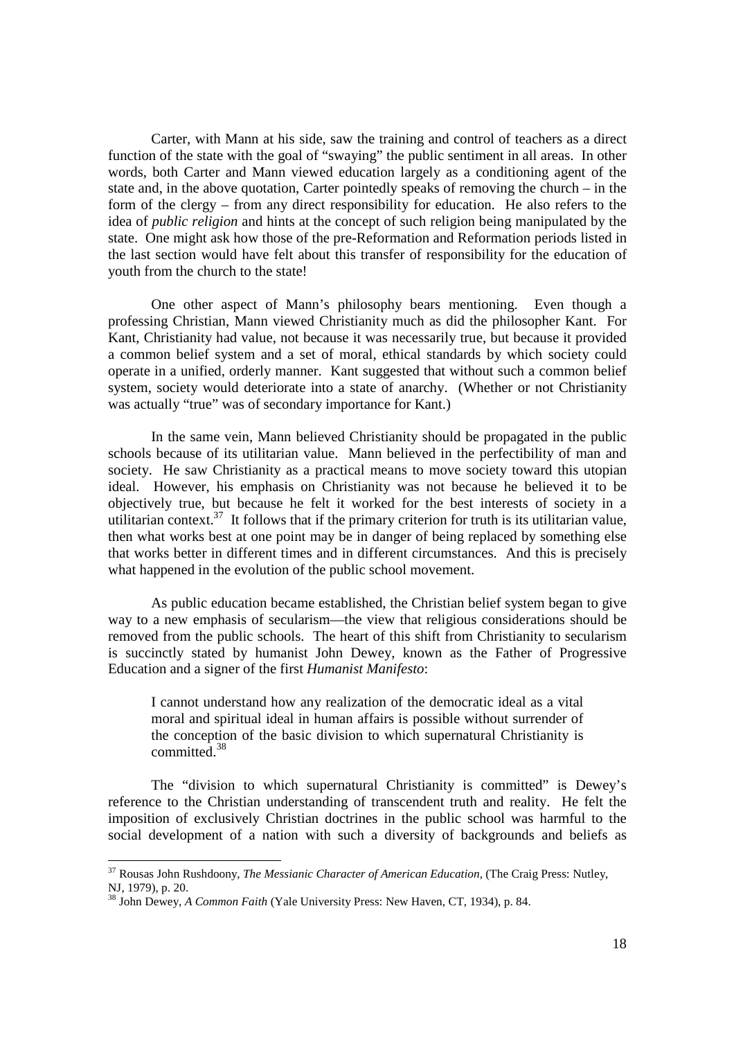Carter, with Mann at his side, saw the training and control of teachers as a direct function of the state with the goal of "swaying" the public sentiment in all areas. In other words, both Carter and Mann viewed education largely as a conditioning agent of the state and, in the above quotation, Carter pointedly speaks of removing the church – in the form of the clergy – from any direct responsibility for education. He also refers to the idea of *public religion* and hints at the concept of such religion being manipulated by the state. One might ask how those of the pre-Reformation and Reformation periods listed in the last section would have felt about this transfer of responsibility for the education of youth from the church to the state!

One other aspect of Mann's philosophy bears mentioning. Even though a professing Christian, Mann viewed Christianity much as did the philosopher Kant. For Kant, Christianity had value, not because it was necessarily true, but because it provided a common belief system and a set of moral, ethical standards by which society could operate in a unified, orderly manner. Kant suggested that without such a common belief system, society would deteriorate into a state of anarchy. (Whether or not Christianity was actually "true" was of secondary importance for Kant.)

In the same vein, Mann believed Christianity should be propagated in the public schools because of its utilitarian value. Mann believed in the perfectibility of man and society. He saw Christianity as a practical means to move society toward this utopian ideal. However, his emphasis on Christianity was not because he believed it to be objectively true, but because he felt it worked for the best interests of society in a utilitarian context.[37] It follows that if the primary criterion for truth is its utilitarian value, then what works best at one point may be in danger of being replaced by something else that works better in different times and in different circumstances. And this is precisely what happened in the evolution of the public school movement.

As public education became established, the Christian belief system began to give way to a new emphasis of secularism—the view that religious considerations should be removed from the public schools. The heart of this shift from Christianity to secularism is succinctly stated by humanist John Dewey, known as the Father of Progressive Education and a signer of the first *Humanist Manifesto*:

> I cannot understand how any realization of the democratic ideal as a vital moral and spiritual ideal in human affairs is possible without surrender of the conception of the basic division to which supernatural Christianity is committed.[38]

The "division to which supernatural Christianity is committed" is Dewey's reference to the Christian understanding of transcendent truth and reality. He felt the imposition of exclusively Christian doctrines in the public school was harmful to the social development of a nation with such a diversity of backgrounds and beliefs as

---

[37] Rousas John Rushdoony, *The Messianic Character of American Education,* (The Craig Press: Nutley, NJ, 1979), p. 20.

[38] John Dewey, *A Common Faith* (Yale University Press: New Haven, CT, 1934), p. 84.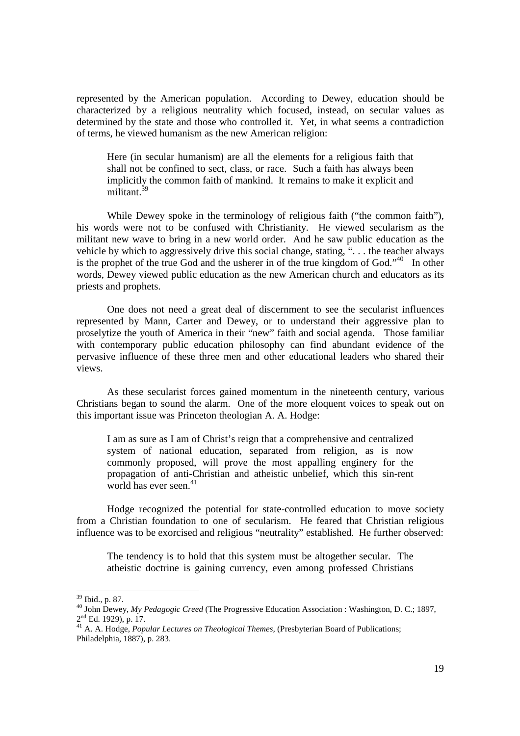represented by the American population. According to Dewey, education should be characterized by a religious neutrality which focused, instead, on secular values as determined by the state and those who controlled it. Yet, in what seems a contradiction of terms, he viewed humanism as the new American religion:

> Here (in secular humanism) are all the elements for a religious faith that shall not be confined to sect, class, or race. Such a faith has always been implicitly the common faith of mankind. It remains to make it explicit and militant.[39]

While Dewey spoke in the terminology of religious faith ("the common faith"), his words were not to be confused with Christianity. He viewed secularism as the militant new wave to bring in a new world order. And he saw public education as the vehicle by which to aggressively drive this social change, stating, ". . . the teacher always is the prophet of the true God and the usherer in of the true kingdom of God."[40] In other words, Dewey viewed public education as the new American church and educators as its priests and prophets.

One does not need a great deal of discernment to see the secularist influences represented by Mann, Carter and Dewey, or to understand their aggressive plan to proselytize the youth of America in their "new" faith and social agenda. Those familiar with contemporary public education philosophy can find abundant evidence of the pervasive influence of these three men and other educational leaders who shared their views.

As these secularist forces gained momentum in the nineteenth century, various Christians began to sound the alarm. One of the more eloquent voices to speak out on this important issue was Princeton theologian A. A. Hodge:

> I am as sure as I am of Christ's reign that a comprehensive and centralized system of national education, separated from religion, as is now commonly proposed, will prove the most appalling enginery for the propagation of anti-Christian and atheistic unbelief, which this sin-rent world has ever seen.[41]

Hodge recognized the potential for state-controlled education to move society from a Christian foundation to one of secularism. He feared that Christian religious influence was to be exorcised and religious "neutrality" established. He further observed:

> The tendency is to hold that this system must be altogether secular. The atheistic doctrine is gaining currency, even among professed Christians

---

[39] Ibid., p. 87.

[40] John Dewey, *My Pedagogic Creed* (The Progressive Education Association : Washington, D. C.; 1897, 2nd Ed. 1929), p. 17.

[41] A. A. Hodge, *Popular Lectures on Theological Themes*, (Presbyterian Board of Publications; Philadelphia, 1887), p. 283.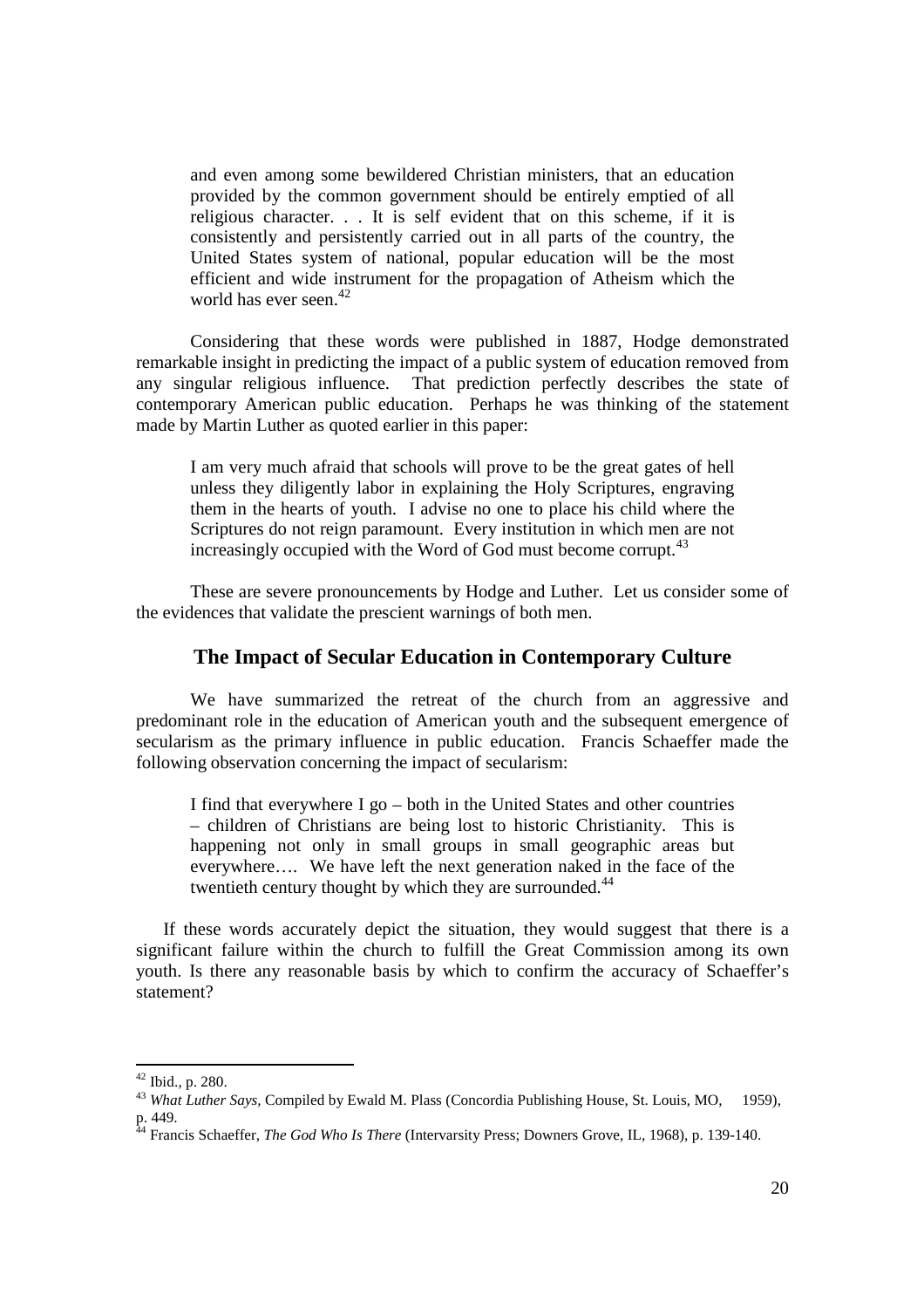> and even among some bewildered Christian ministers, that an education provided by the common government should be entirely emptied of all religious character. . . It is self evident that on this scheme, if it is consistently and persistently carried out in all parts of the country, the United States system of national, popular education will be the most efficient and wide instrument for the propagation of Atheism which the world has ever seen.[42]

Considering that these words were published in 1887, Hodge demonstrated remarkable insight in predicting the impact of a public system of education removed from any singular religious influence. That prediction perfectly describes the state of contemporary American public education. Perhaps he was thinking of the statement made by Martin Luther as quoted earlier in this paper:

> I am very much afraid that schools will prove to be the great gates of hell unless they diligently labor in explaining the Holy Scriptures, engraving them in the hearts of youth. I advise no one to place his child where the Scriptures do not reign paramount. Every institution in which men are not increasingly occupied with the Word of God must become corrupt.[43]

These are severe pronouncements by Hodge and Luther. Let us consider some of the evidences that validate the prescient warnings of both men.

## The Impact of Secular Education in Contemporary Culture

We have summarized the retreat of the church from an aggressive and predominant role in the education of American youth and the subsequent emergence of secularism as the primary influence in public education. Francis Schaeffer made the following observation concerning the impact of secularism:

> I find that everywhere I go – both in the United States and other countries – children of Christians are being lost to historic Christianity. This is happening not only in small groups in small geographic areas but everywhere…. We have left the next generation naked in the face of the twentieth century thought by which they are surrounded.[44]

If these words accurately depict the situation, they would suggest that there is a significant failure within the church to fulfill the Great Commission among its own youth. Is there any reasonable basis by which to confirm the accuracy of Schaeffer's statement?

---

[42] Ibid., p. 280.

[43] *What Luther Says*, Compiled by Ewald M. Plass (Concordia Publishing House, St. Louis, MO, 1959), p. 449.

[44] Francis Schaeffer, *The God Who Is There* (Intervarsity Press; Downers Grove, IL, 1968), p. 139-140.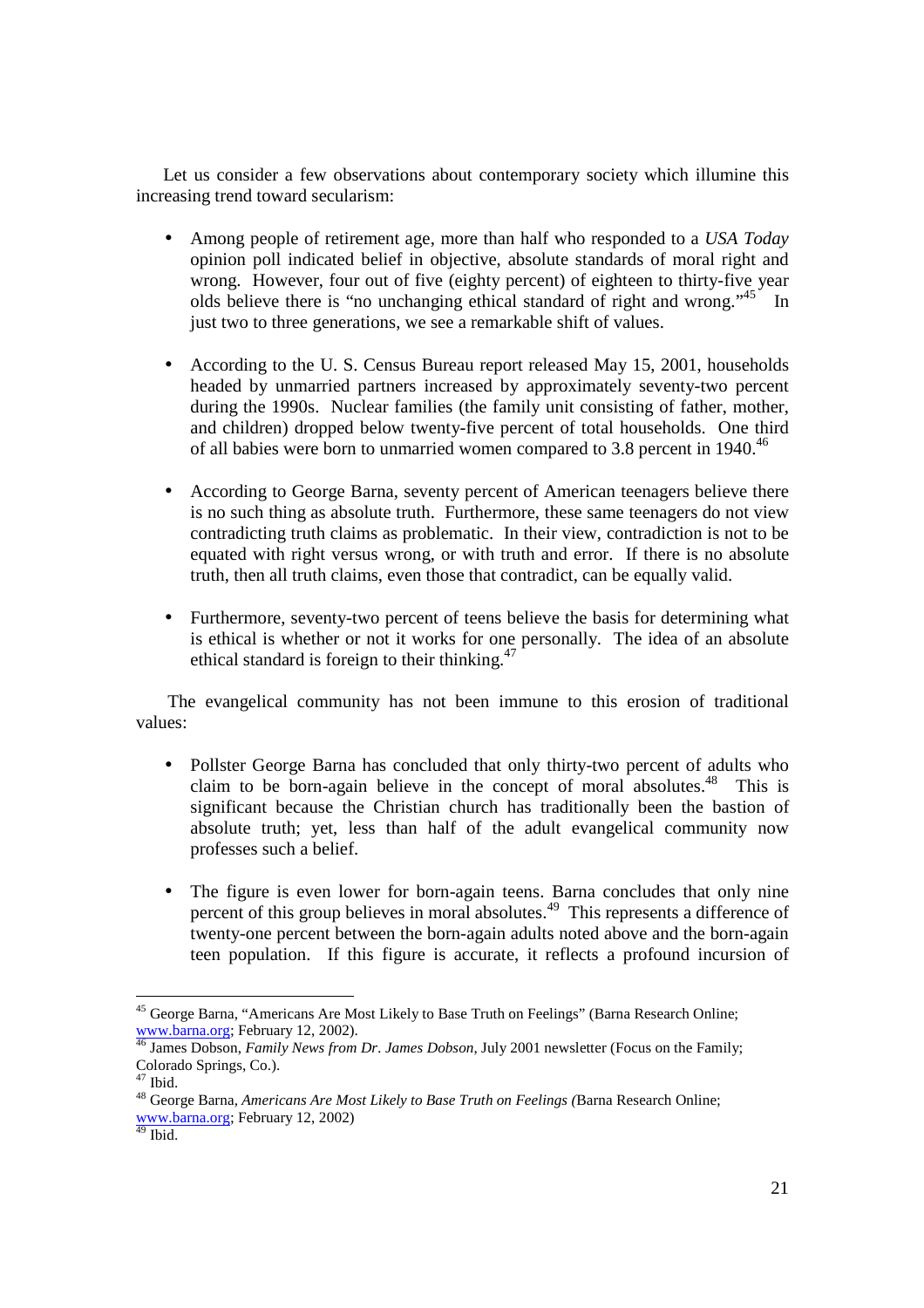Let us consider a few observations about contemporary society which illumine this increasing trend toward secularism:

- Among people of retirement age, more than half who responded to a *USA Today* opinion poll indicated belief in objective, absolute standards of moral right and wrong. However, four out of five (eighty percent) of eighteen to thirty-five year olds believe there is "no unchanging ethical standard of right and wrong."[45] In just two to three generations, we see a remarkable shift of values.

- According to the U. S. Census Bureau report released May 15, 2001, households headed by unmarried partners increased by approximately seventy-two percent during the 1990s. Nuclear families (the family unit consisting of father, mother, and children) dropped below twenty-five percent of total households. One third of all babies were born to unmarried women compared to 3.8 percent in 1940.[46]

- According to George Barna, seventy percent of American teenagers believe there is no such thing as absolute truth. Furthermore, these same teenagers do not view contradicting truth claims as problematic. In their view, contradiction is not to be equated with right versus wrong, or with truth and error. If there is no absolute truth, then all truth claims, even those that contradict, can be equally valid.

- Furthermore, seventy-two percent of teens believe the basis for determining what is ethical is whether or not it works for one personally. The idea of an absolute ethical standard is foreign to their thinking.[47]

The evangelical community has not been immune to this erosion of traditional values:

- Pollster George Barna has concluded that only thirty-two percent of adults who claim to be born-again believe in the concept of moral absolutes.[48] This is significant because the Christian church has traditionally been the bastion of absolute truth; yet, less than half of the adult evangelical community now professes such a belief.

- The figure is even lower for born-again teens. Barna concludes that only nine percent of this group believes in moral absolutes.[49] This represents a difference of twenty-one percent between the born-again adults noted above and the born-again teen population. If this figure is accurate, it reflects a profound incursion of

---

[45] George Barna, "Americans Are Most Likely to Base Truth on Feelings" (Barna Research Online; www.barna.org; February 12, 2002).

[46] James Dobson, *Family News from Dr. James Dobson*, July 2001 newsletter (Focus on the Family; Colorado Springs, Co.).

[47] Ibid.

[48] George Barna, *Americans Are Most Likely to Base Truth on Feelings (*Barna Research Online; www.barna.org; February 12, 2002)

[49] Ibid.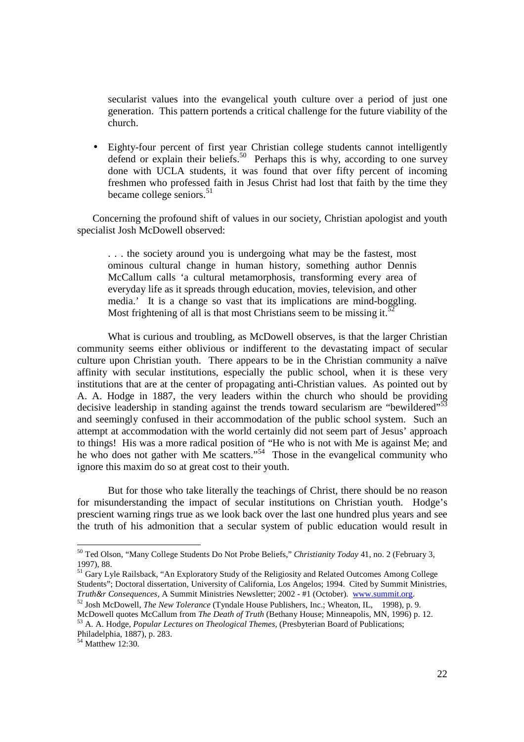secularist values into the evangelical youth culture over a period of just one generation. This pattern portends a critical challenge for the future viability of the church.

- Eighty-four percent of first year Christian college students cannot intelligently defend or explain their beliefs.[50] Perhaps this is why, according to one survey done with UCLA students, it was found that over fifty percent of incoming freshmen who professed faith in Jesus Christ had lost that faith by the time they became college seniors.[51]

Concerning the profound shift of values in our society, Christian apologist and youth specialist Josh McDowell observed:

> . . . the society around you is undergoing what may be the fastest, most ominous cultural change in human history, something author Dennis McCallum calls 'a cultural metamorphosis, transforming every area of everyday life as it spreads through education, movies, television, and other media.' It is a change so vast that its implications are mind-boggling. Most frightening of all is that most Christians seem to be missing it.[52]

What is curious and troubling, as McDowell observes, is that the larger Christian community seems either oblivious or indifferent to the devastating impact of secular culture upon Christian youth. There appears to be in the Christian community a naïve affinity with secular institutions, especially the public school, when it is these very institutions that are at the center of propagating anti-Christian values. As pointed out by A. A. Hodge in 1887, the very leaders within the church who should be providing decisive leadership in standing against the trends toward secularism are "bewildered"[53] and seemingly confused in their accommodation of the public school system. Such an attempt at accommodation with the world certainly did not seem part of Jesus' approach to things! His was a more radical position of "He who is not with Me is against Me; and he who does not gather with Me scatters."[54] Those in the evangelical community who ignore this maxim do so at great cost to their youth.

But for those who take literally the teachings of Christ, there should be no reason for misunderstanding the impact of secular institutions on Christian youth. Hodge's prescient warning rings true as we look back over the last one hundred plus years and see the truth of his admonition that a secular system of public education would result in

---

[50] Ted Olson, "Many College Students Do Not Probe Beliefs," *Christianity Today* 41, no. 2 (February 3, 1997), 88.

[51] Gary Lyle Railsback, "An Exploratory Study of the Religiosity and Related Outcomes Among College Students"; Doctoral dissertation, University of California, Los Angelos; 1994. Cited by Summit Ministries, *Truth&r Consequences,* A Summit Ministries Newsletter; 2002 - #1 (October). www.summit.org.

[52] Josh McDowell, *The New Tolerance* (Tyndale House Publishers, Inc.; Wheaton, IL, 1998), p. 9. McDowell quotes McCallum from *The Death of Truth* (Bethany House; Minneapolis, MN, 1996) p. 12.

[53] A. A. Hodge, *Popular Lectures on Theological Themes,* (Presbyterian Board of Publications; Philadelphia, 1887), p. 283.

[54] Matthew 12:30.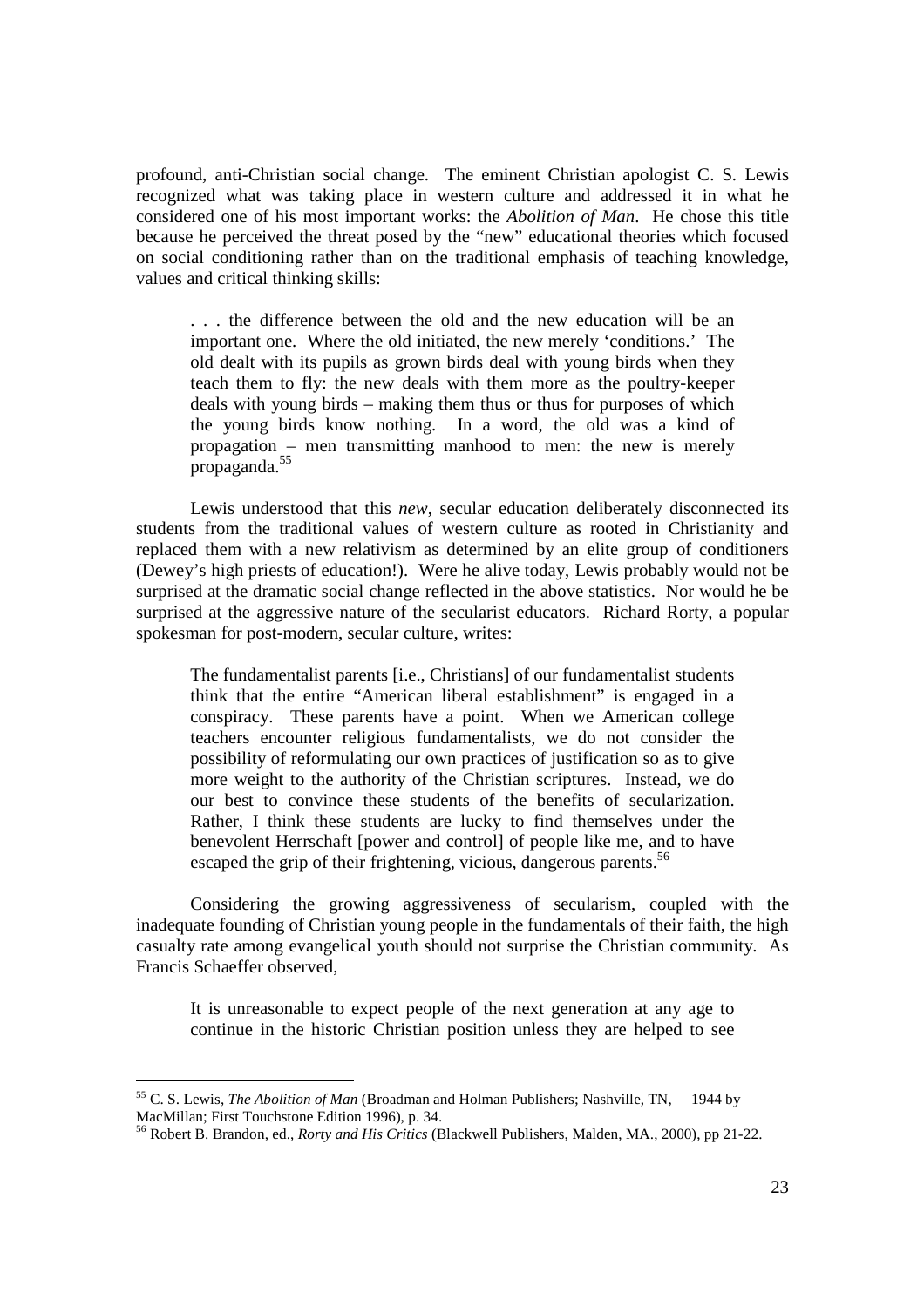profound, anti-Christian social change. The eminent Christian apologist C. S. Lewis recognized what was taking place in western culture and addressed it in what he considered one of his most important works: the *Abolition of Man*. He chose this title because he perceived the threat posed by the "new" educational theories which focused on social conditioning rather than on the traditional emphasis of teaching knowledge, values and critical thinking skills:

> . . . the difference between the old and the new education will be an important one. Where the old initiated, the new merely 'conditions.' The old dealt with its pupils as grown birds deal with young birds when they teach them to fly: the new deals with them more as the poultry-keeper deals with young birds – making them thus or thus for purposes of which the young birds know nothing. In a word, the old was a kind of propagation – men transmitting manhood to men: the new is merely propaganda.[55]

Lewis understood that this *new*, secular education deliberately disconnected its students from the traditional values of western culture as rooted in Christianity and replaced them with a new relativism as determined by an elite group of conditioners (Dewey's high priests of education!). Were he alive today, Lewis probably would not be surprised at the dramatic social change reflected in the above statistics. Nor would he be surprised at the aggressive nature of the secularist educators. Richard Rorty, a popular spokesman for post-modern, secular culture, writes:

> The fundamentalist parents [i.e., Christians] of our fundamentalist students think that the entire "American liberal establishment" is engaged in a conspiracy. These parents have a point. When we American college teachers encounter religious fundamentalists, we do not consider the possibility of reformulating our own practices of justification so as to give more weight to the authority of the Christian scriptures. Instead, we do our best to convince these students of the benefits of secularization. Rather, I think these students are lucky to find themselves under the benevolent Herrschaft [power and control] of people like me, and to have escaped the grip of their frightening, vicious, dangerous parents.[56]

Considering the growing aggressiveness of secularism, coupled with the inadequate founding of Christian young people in the fundamentals of their faith, the high casualty rate among evangelical youth should not surprise the Christian community. As Francis Schaeffer observed,

> It is unreasonable to expect people of the next generation at any age to continue in the historic Christian position unless they are helped to see

---

[55] C. S. Lewis, *The Abolition of Man* (Broadman and Holman Publishers; Nashville, TN, 1944 by MacMillan; First Touchstone Edition 1996), p. 34.

[56] Robert B. Brandon, ed., *Rorty and His Critics* (Blackwell Publishers, Malden, MA., 2000), pp 21-22.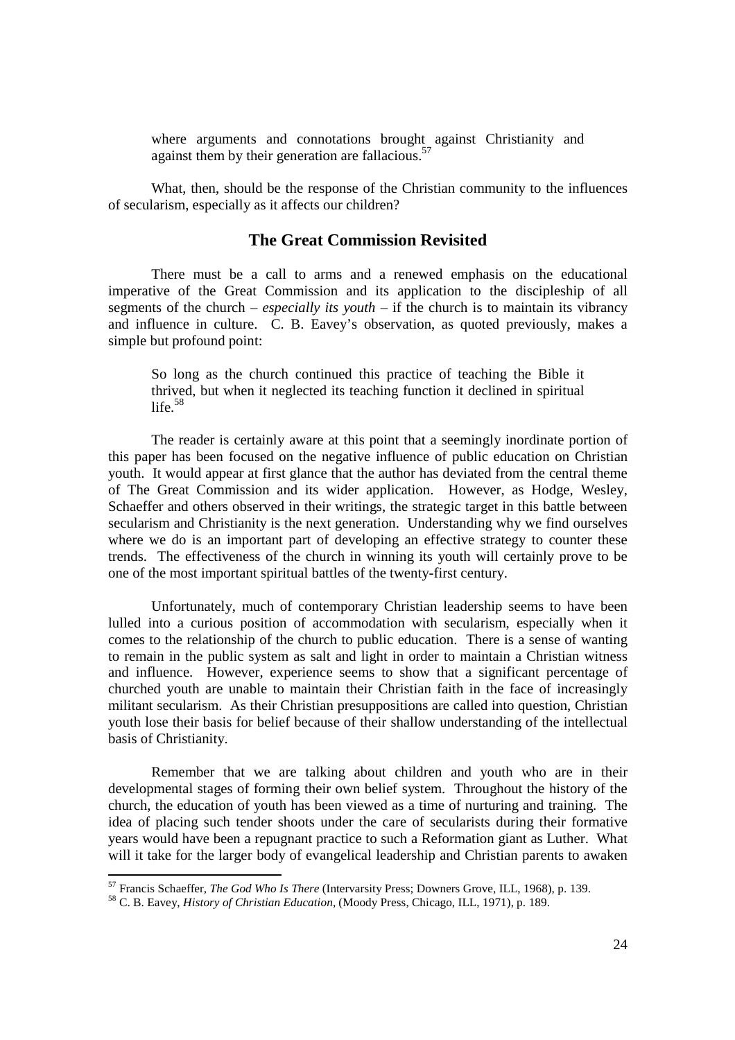> where arguments and connotations brought against Christianity and against them by their generation are fallacious.[57]

What, then, should be the response of the Christian community to the influences of secularism, especially as it affects our children?

## The Great Commission Revisited

There must be a call to arms and a renewed emphasis on the educational imperative of the Great Commission and its application to the discipleship of all segments of the church – *especially its youth* – if the church is to maintain its vibrancy and influence in culture. C. B. Eavey's observation, as quoted previously, makes a simple but profound point:

> So long as the church continued this practice of teaching the Bible it thrived, but when it neglected its teaching function it declined in spiritual life.[58]

The reader is certainly aware at this point that a seemingly inordinate portion of this paper has been focused on the negative influence of public education on Christian youth. It would appear at first glance that the author has deviated from the central theme of The Great Commission and its wider application. However, as Hodge, Wesley, Schaeffer and others observed in their writings, the strategic target in this battle between secularism and Christianity is the next generation. Understanding why we find ourselves where we do is an important part of developing an effective strategy to counter these trends. The effectiveness of the church in winning its youth will certainly prove to be one of the most important spiritual battles of the twenty-first century.

Unfortunately, much of contemporary Christian leadership seems to have been lulled into a curious position of accommodation with secularism, especially when it comes to the relationship of the church to public education. There is a sense of wanting to remain in the public system as salt and light in order to maintain a Christian witness and influence. However, experience seems to show that a significant percentage of churched youth are unable to maintain their Christian faith in the face of increasingly militant secularism. As their Christian presuppositions are called into question, Christian youth lose their basis for belief because of their shallow understanding of the intellectual basis of Christianity.

Remember that we are talking about children and youth who are in their developmental stages of forming their own belief system. Throughout the history of the church, the education of youth has been viewed as a time of nurturing and training. The idea of placing such tender shoots under the care of secularists during their formative years would have been a repugnant practice to such a Reformation giant as Luther. What will it take for the larger body of evangelical leadership and Christian parents to awaken

---

[57] Francis Schaeffer, *The God Who Is There* (Intervarsity Press; Downers Grove, ILL, 1968), p. 139.

[58] C. B. Eavey, *History of Christian Education*, (Moody Press, Chicago, ILL, 1971), p. 189.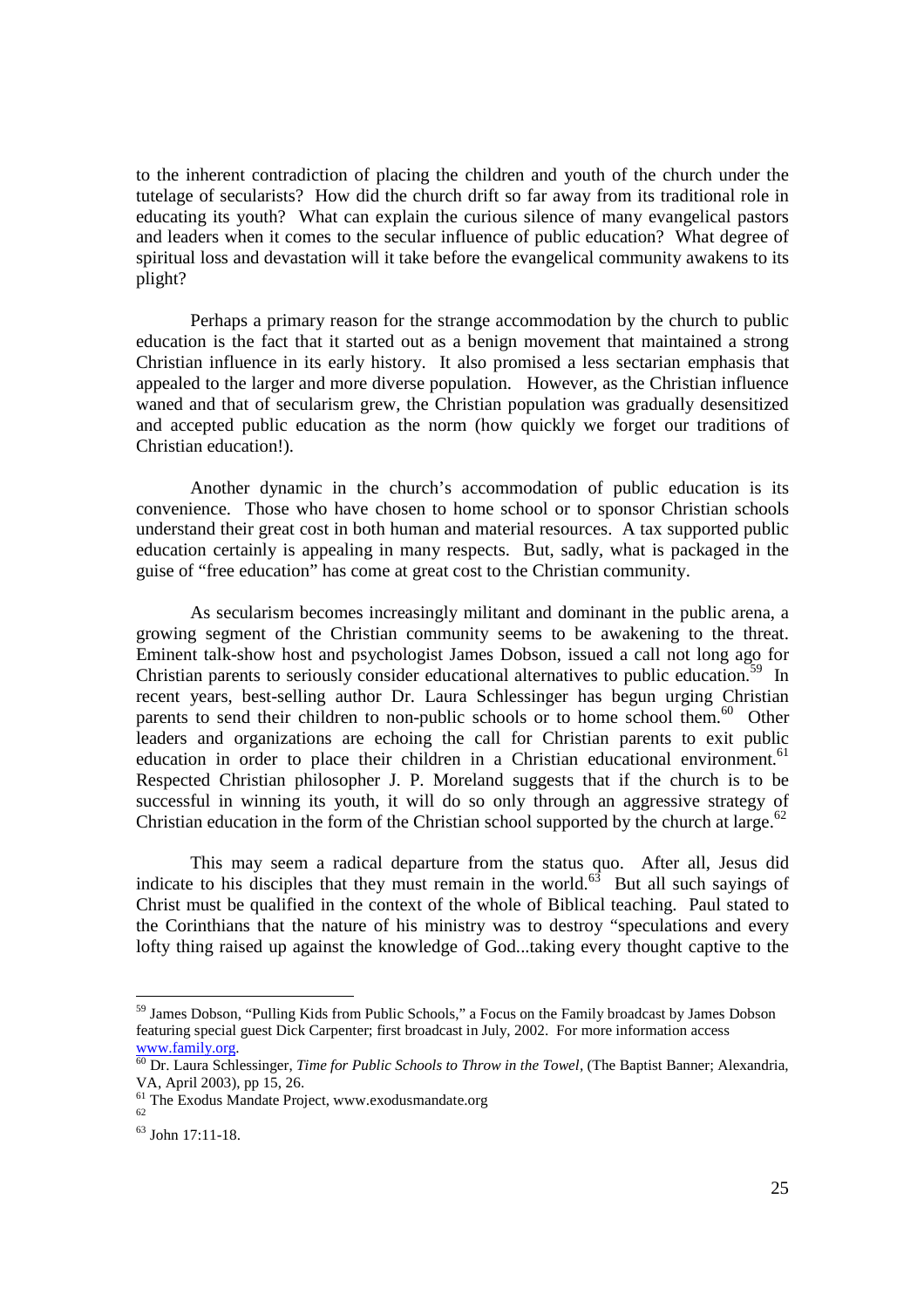to the inherent contradiction of placing the children and youth of the church under the tutelage of secularists? How did the church drift so far away from its traditional role in educating its youth? What can explain the curious silence of many evangelical pastors and leaders when it comes to the secular influence of public education? What degree of spiritual loss and devastation will it take before the evangelical community awakens to its plight?

Perhaps a primary reason for the strange accommodation by the church to public education is the fact that it started out as a benign movement that maintained a strong Christian influence in its early history. It also promised a less sectarian emphasis that appealed to the larger and more diverse population. However, as the Christian influence waned and that of secularism grew, the Christian population was gradually desensitized and accepted public education as the norm (how quickly we forget our traditions of Christian education!).

Another dynamic in the church's accommodation of public education is its convenience. Those who have chosen to home school or to sponsor Christian schools understand their great cost in both human and material resources. A tax supported public education certainly is appealing in many respects. But, sadly, what is packaged in the guise of "free education" has come at great cost to the Christian community.

As secularism becomes increasingly militant and dominant in the public arena, a growing segment of the Christian community seems to be awakening to the threat. Eminent talk-show host and psychologist James Dobson, issued a call not long ago for Christian parents to seriously consider educational alternatives to public education.[59] In recent years, best-selling author Dr. Laura Schlessinger has begun urging Christian parents to send their children to non-public schools or to home school them.[60] Other leaders and organizations are echoing the call for Christian parents to exit public education in order to place their children in a Christian educational environment.[61] Respected Christian philosopher J. P. Moreland suggests that if the church is to be successful in winning its youth, it will do so only through an aggressive strategy of Christian education in the form of the Christian school supported by the church at large.[62]

This may seem a radical departure from the status quo. After all, Jesus did indicate to his disciples that they must remain in the world.[63] But all such sayings of Christ must be qualified in the context of the whole of Biblical teaching. Paul stated to the Corinthians that the nature of his ministry was to destroy "speculations and every lofty thing raised up against the knowledge of God...taking every thought captive to the

---

[59] James Dobson, "Pulling Kids from Public Schools," a Focus on the Family broadcast by James Dobson featuring special guest Dick Carpenter; first broadcast in July, 2002. For more information access www.family.org.

[60] Dr. Laura Schlessinger, *Time for Public Schools to Throw in the Towel*, (The Baptist Banner; Alexandria, VA, April 2003), pp 15, 26.

[61] The Exodus Mandate Project, www.exodusmandate.org

[62]

[63] John 17:11-18.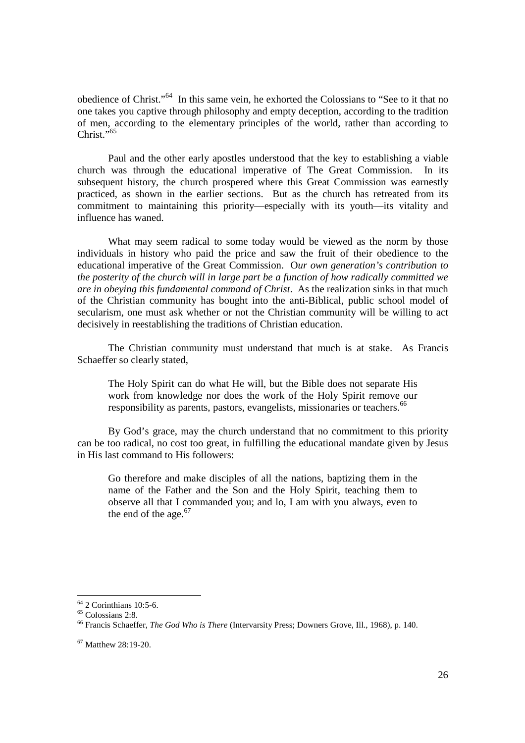obedience of Christ."[64] In this same vein, he exhorted the Colossians to "See to it that no one takes you captive through philosophy and empty deception, according to the tradition of men, according to the elementary principles of the world, rather than according to Christ."[65]

Paul and the other early apostles understood that the key to establishing a viable church was through the educational imperative of The Great Commission. In its subsequent history, the church prospered where this Great Commission was earnestly practiced, as shown in the earlier sections. But as the church has retreated from its commitment to maintaining this priority—especially with its youth—its vitality and influence has waned.

What may seem radical to some today would be viewed as the norm by those individuals in history who paid the price and saw the fruit of their obedience to the educational imperative of the Great Commission. O*ur own generation's contribution to the posterity of the church will in large part be a function of how radically committed we are in obeying this fundamental command of Christ*. As the realization sinks in that much of the Christian community has bought into the anti-Biblical, public school model of secularism, one must ask whether or not the Christian community will be willing to act decisively in reestablishing the traditions of Christian education.

The Christian community must understand that much is at stake. As Francis Schaeffer so clearly stated,

> The Holy Spirit can do what He will, but the Bible does not separate His work from knowledge nor does the work of the Holy Spirit remove our responsibility as parents, pastors, evangelists, missionaries or teachers.[66]

By God's grace, may the church understand that no commitment to this priority can be too radical, no cost too great, in fulfilling the educational mandate given by Jesus in His last command to His followers:

> Go therefore and make disciples of all the nations, baptizing them in the name of the Father and the Son and the Holy Spirit, teaching them to observe all that I commanded you; and lo, I am with you always, even to the end of the age.[67]

---

[64] 2 Corinthians 10:5-6.

[65] Colossians 2:8.

[66] Francis Schaeffer, *The God Who is There* (Intervarsity Press; Downers Grove, Ill., 1968), p. 140.

[67] Matthew 28:19-20.